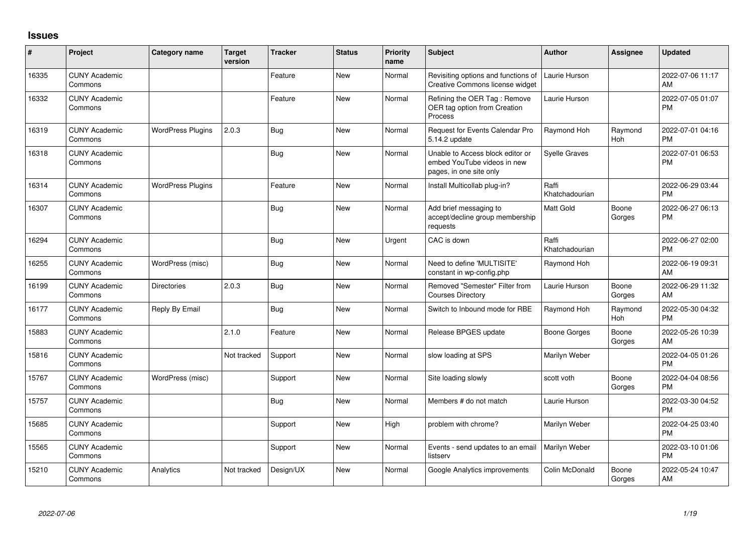# Issues

| # | Project | Category name | Target version | Tracker | Status | Priority name | Subject | Author | Assignee | Updated |
|---|---|---|---|---|---|---|---|---|---|---|
| 16335 | CUNY Academic Commons | | | Feature | New | Normal | Revisiting options and functions of Creative Commons license widget | Laurie Hurson | | 2022-07-06 11:17 AM |
| 16332 | CUNY Academic Commons | | | Feature | New | Normal | Refining the OER Tag : Remove OER tag option from Creation Process | Laurie Hurson | | 2022-07-05 01:07 PM |
| 16319 | CUNY Academic Commons | WordPress Plugins | 2.0.3 | Bug | New | Normal | Request for Events Calendar Pro 5.14.2 update | Raymond Hoh | Raymond Hoh | 2022-07-01 04:16 PM |
| 16318 | CUNY Academic Commons | | | Bug | New | Normal | Unable to Access block editor or embed YouTube videos in new pages, in one site only | Syelle Graves | | 2022-07-01 06:53 PM |
| 16314 | CUNY Academic Commons | WordPress Plugins | | Feature | New | Normal | Install Multicollab plug-in? | Raffi Khatchadourian | | 2022-06-29 03:44 PM |
| 16307 | CUNY Academic Commons | | | Bug | New | Normal | Add brief messaging to accept/decline group membership requests | Matt Gold | Boone Gorges | 2022-06-27 06:13 PM |
| 16294 | CUNY Academic Commons | | | Bug | New | Urgent | CAC is down | Raffi Khatchadourian | | 2022-06-27 02:00 PM |
| 16255 | CUNY Academic Commons | WordPress (misc) | | Bug | New | Normal | Need to define 'MULTISITE' constant in wp-config.php | Raymond Hoh | | 2022-06-19 09:31 AM |
| 16199 | CUNY Academic Commons | Directories | 2.0.3 | Bug | New | Normal | Removed "Semester" Filter from Courses Directory | Laurie Hurson | Boone Gorges | 2022-06-29 11:32 AM |
| 16177 | CUNY Academic Commons | Reply By Email | | Bug | New | Normal | Switch to Inbound mode for RBE | Raymond Hoh | Raymond Hoh | 2022-05-30 04:32 PM |
| 15883 | CUNY Academic Commons | | 2.1.0 | Feature | New | Normal | Release BPGES update | Boone Gorges | Boone Gorges | 2022-05-26 10:39 AM |
| 15816 | CUNY Academic Commons | | Not tracked | Support | New | Normal | slow loading at SPS | Marilyn Weber | | 2022-04-05 01:26 PM |
| 15767 | CUNY Academic Commons | WordPress (misc) | | Support | New | Normal | Site loading slowly | scott voth | Boone Gorges | 2022-04-04 08:56 PM |
| 15757 | CUNY Academic Commons | | | Bug | New | Normal | Members # do not match | Laurie Hurson | | 2022-03-30 04:52 PM |
| 15685 | CUNY Academic Commons | | | Support | New | High | problem with chrome? | Marilyn Weber | | 2022-04-25 03:40 PM |
| 15565 | CUNY Academic Commons | | | Support | New | Normal | Events - send updates to an email listserv | Marilyn Weber | | 2022-03-10 01:06 PM |
| 15210 | CUNY Academic Commons | Analytics | Not tracked | Design/UX | New | Normal | Google Analytics improvements | Colin McDonald | Boone Gorges | 2022-05-24 10:47 AM |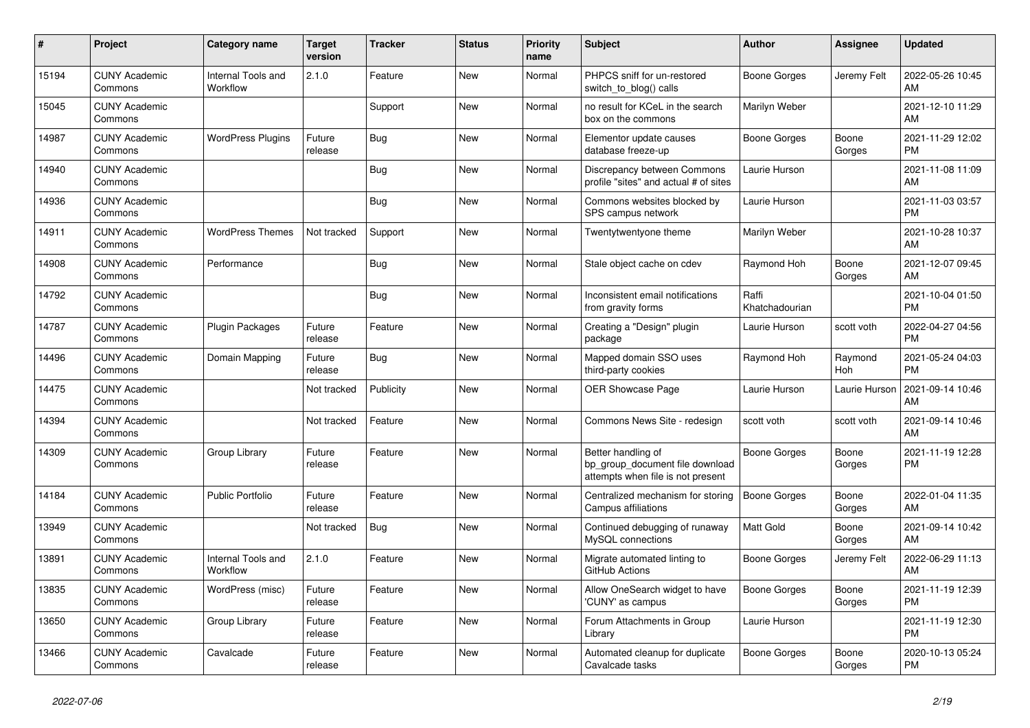| # | Project | Category name | Target version | Tracker | Status | Priority name | Subject | Author | Assignee | Updated |
|---|---|---|---|---|---|---|---|---|---|---|
| 15194 | CUNY Academic Commons | Internal Tools and Workflow | 2.1.0 | Feature | New | Normal | PHPCS sniff for un-restored switch_to_blog() calls | Boone Gorges | Jeremy Felt | 2022-05-26 10:45 AM |
| 15045 | CUNY Academic Commons | | | Support | New | Normal | no result for KCeL in the search box on the commons | Marilyn Weber | | 2021-12-10 11:29 AM |
| 14987 | CUNY Academic Commons | WordPress Plugins | Future release | Bug | New | Normal | Elementor update causes database freeze-up | Boone Gorges | Boone Gorges | 2021-11-29 12:02 PM |
| 14940 | CUNY Academic Commons | | | Bug | New | Normal | Discrepancy between Commons profile "sites" and actual # of sites | Laurie Hurson | | 2021-11-08 11:09 AM |
| 14936 | CUNY Academic Commons | | | Bug | New | Normal | Commons websites blocked by SPS campus network | Laurie Hurson | | 2021-11-03 03:57 PM |
| 14911 | CUNY Academic Commons | WordPress Themes | Not tracked | Support | New | Normal | Twentytwentyone theme | Marilyn Weber | | 2021-10-28 10:37 AM |
| 14908 | CUNY Academic Commons | Performance | | Bug | New | Normal | Stale object cache on cdev | Raymond Hoh | Boone Gorges | 2021-12-07 09:45 AM |
| 14792 | CUNY Academic Commons | | | Bug | New | Normal | Inconsistent email notifications from gravity forms | Raffi Khatchadourian | | 2021-10-04 01:50 PM |
| 14787 | CUNY Academic Commons | Plugin Packages | Future release | Feature | New | Normal | Creating a "Design" plugin package | Laurie Hurson | scott voth | 2022-04-27 04:56 PM |
| 14496 | CUNY Academic Commons | Domain Mapping | Future release | Bug | New | Normal | Mapped domain SSO uses third-party cookies | Raymond Hoh | Raymond Hoh | 2021-05-24 04:03 PM |
| 14475 | CUNY Academic Commons | | Not tracked | Publicity | New | Normal | OER Showcase Page | Laurie Hurson | Laurie Hurson | 2021-09-14 10:46 AM |
| 14394 | CUNY Academic Commons | | Not tracked | Feature | New | Normal | Commons News Site - redesign | scott voth | scott voth | 2021-09-14 10:46 AM |
| 14309 | CUNY Academic Commons | Group Library | Future release | Feature | New | Normal | Better handling of bp_group_document file download attempts when file is not present | Boone Gorges | Boone Gorges | 2021-11-19 12:28 PM |
| 14184 | CUNY Academic Commons | Public Portfolio | Future release | Feature | New | Normal | Centralized mechanism for storing Campus affiliations | Boone Gorges | Boone Gorges | 2022-01-04 11:35 AM |
| 13949 | CUNY Academic Commons | | Not tracked | Bug | New | Normal | Continued debugging of runaway MySQL connections | Matt Gold | Boone Gorges | 2021-09-14 10:42 AM |
| 13891 | CUNY Academic Commons | Internal Tools and Workflow | 2.1.0 | Feature | New | Normal | Migrate automated linting to GitHub Actions | Boone Gorges | Jeremy Felt | 2022-06-29 11:13 AM |
| 13835 | CUNY Academic Commons | WordPress (misc) | Future release | Feature | New | Normal | Allow OneSearch widget to have 'CUNY' as campus | Boone Gorges | Boone Gorges | 2021-11-19 12:39 PM |
| 13650 | CUNY Academic Commons | Group Library | Future release | Feature | New | Normal | Forum Attachments in Group Library | Laurie Hurson | | 2021-11-19 12:30 PM |
| 13466 | CUNY Academic Commons | Cavalcade | Future release | Feature | New | Normal | Automated cleanup for duplicate Cavalcade tasks | Boone Gorges | Boone Gorges | 2020-10-13 05:24 PM |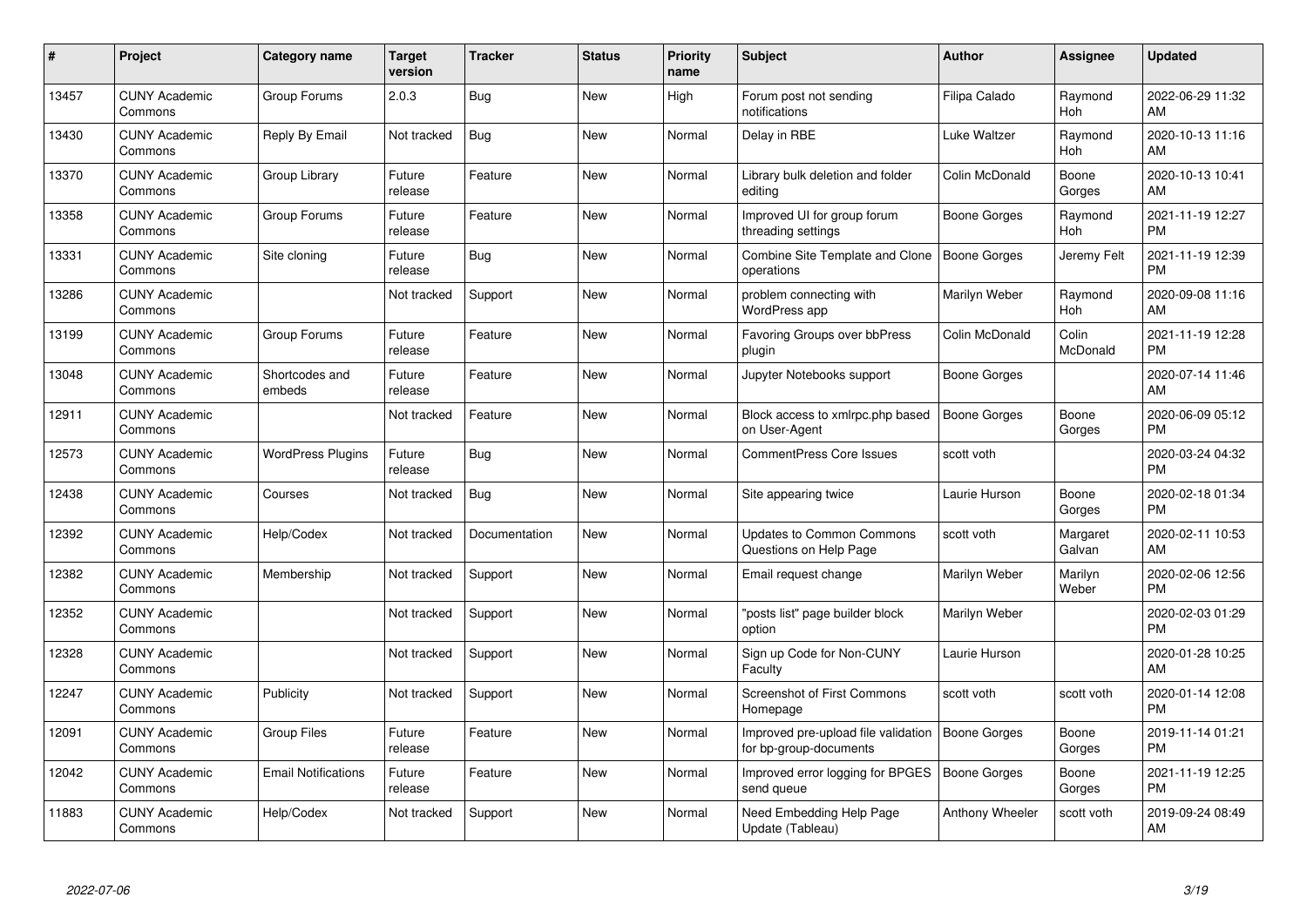| # | Project | Category name | Target version | Tracker | Status | Priority name | Subject | Author | Assignee | Updated |
|---|---|---|---|---|---|---|---|---|---|---|
| 13457 | CUNY Academic Commons | Group Forums | 2.0.3 | Bug | New | High | Forum post not sending notifications | Filipa Calado | Raymond Hoh | 2022-06-29 11:32 AM |
| 13430 | CUNY Academic Commons | Reply By Email | Not tracked | Bug | New | Normal | Delay in RBE | Luke Waltzer | Raymond Hoh | 2020-10-13 11:16 AM |
| 13370 | CUNY Academic Commons | Group Library | Future release | Feature | New | Normal | Library bulk deletion and folder editing | Colin McDonald | Boone Gorges | 2020-10-13 10:41 AM |
| 13358 | CUNY Academic Commons | Group Forums | Future release | Feature | New | Normal | Improved UI for group forum threading settings | Boone Gorges | Raymond Hoh | 2021-11-19 12:27 PM |
| 13331 | CUNY Academic Commons | Site cloning | Future release | Bug | New | Normal | Combine Site Template and Clone operations | Boone Gorges | Jeremy Felt | 2021-11-19 12:39 PM |
| 13286 | CUNY Academic Commons | | Not tracked | Support | New | Normal | problem connecting with WordPress app | Marilyn Weber | Raymond Hoh | 2020-09-08 11:16 AM |
| 13199 | CUNY Academic Commons | Group Forums | Future release | Feature | New | Normal | Favoring Groups over bbPress plugin | Colin McDonald | Colin McDonald | 2021-11-19 12:28 PM |
| 13048 | CUNY Academic Commons | Shortcodes and embeds | Future release | Feature | New | Normal | Jupyter Notebooks support | Boone Gorges | | 2020-07-14 11:46 AM |
| 12911 | CUNY Academic Commons | | Not tracked | Feature | New | Normal | Block access to xmlrpc.php based on User-Agent | Boone Gorges | Boone Gorges | 2020-06-09 05:12 PM |
| 12573 | CUNY Academic Commons | WordPress Plugins | Future release | Bug | New | Normal | CommentPress Core Issues | scott voth | | 2020-03-24 04:32 PM |
| 12438 | CUNY Academic Commons | Courses | Not tracked | Bug | New | Normal | Site appearing twice | Laurie Hurson | Boone Gorges | 2020-02-18 01:34 PM |
| 12392 | CUNY Academic Commons | Help/Codex | Not tracked | Documentation | New | Normal | Updates to Common Commons Questions on Help Page | scott voth | Margaret Galvan | 2020-02-11 10:53 AM |
| 12382 | CUNY Academic Commons | Membership | Not tracked | Support | New | Normal | Email request change | Marilyn Weber | Marilyn Weber | 2020-02-06 12:56 PM |
| 12352 | CUNY Academic Commons | | Not tracked | Support | New | Normal | "posts list" page builder block option | Marilyn Weber | | 2020-02-03 01:29 PM |
| 12328 | CUNY Academic Commons | | Not tracked | Support | New | Normal | Sign up Code for Non-CUNY Faculty | Laurie Hurson | | 2020-01-28 10:25 AM |
| 12247 | CUNY Academic Commons | Publicity | Not tracked | Support | New | Normal | Screenshot of First Commons Homepage | scott voth | scott voth | 2020-01-14 12:08 PM |
| 12091 | CUNY Academic Commons | Group Files | Future release | Feature | New | Normal | Improved pre-upload file validation for bp-group-documents | Boone Gorges | Boone Gorges | 2019-11-14 01:21 PM |
| 12042 | CUNY Academic Commons | Email Notifications | Future release | Feature | New | Normal | Improved error logging for BPGES send queue | Boone Gorges | Boone Gorges | 2021-11-19 12:25 PM |
| 11883 | CUNY Academic Commons | Help/Codex | Not tracked | Support | New | Normal | Need Embedding Help Page Update (Tableau) | Anthony Wheeler | scott voth | 2019-09-24 08:49 AM |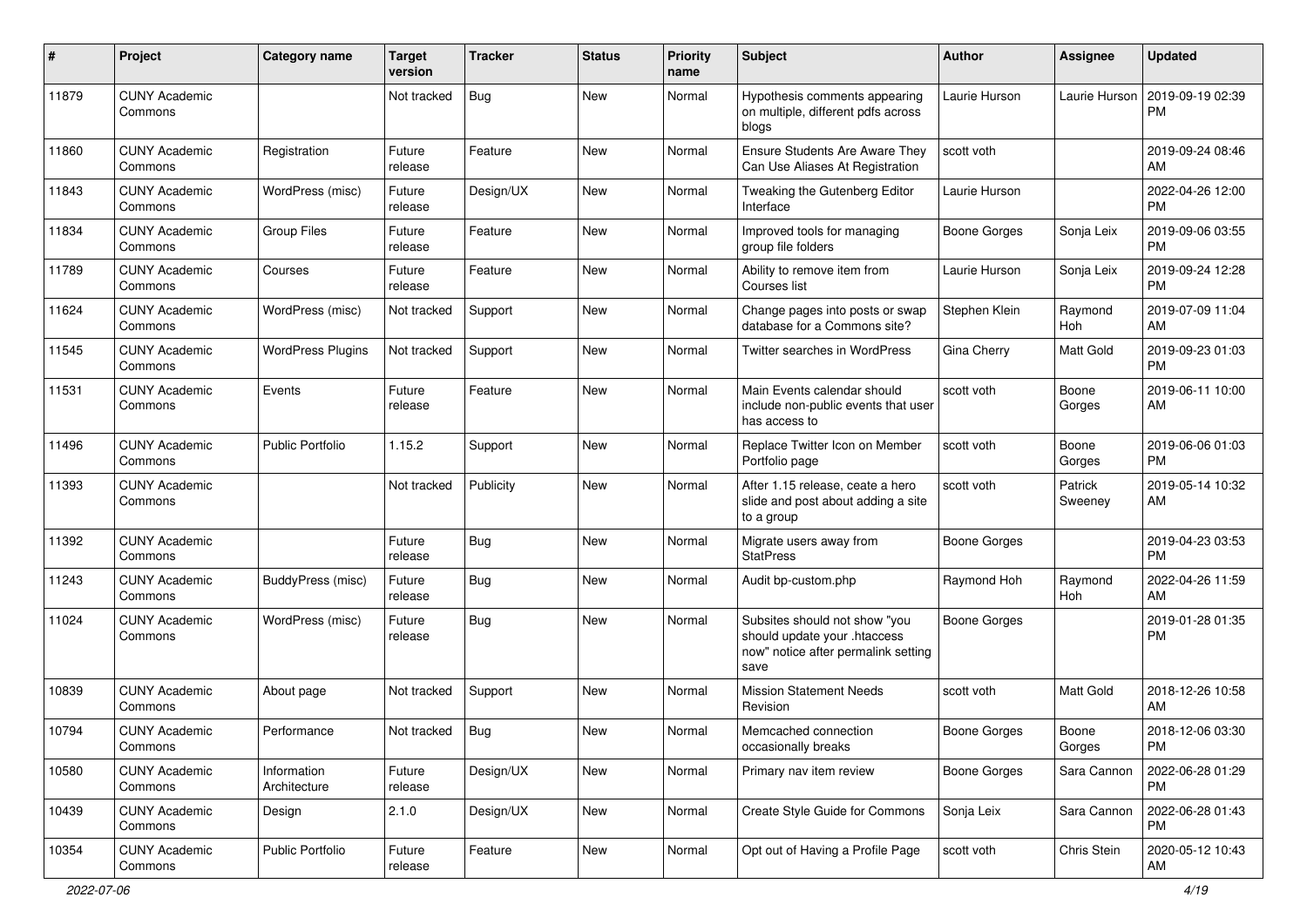| # | Project | Category name | Target version | Tracker | Status | Priority name | Subject | Author | Assignee | Updated |
|---|---|---|---|---|---|---|---|---|---|---|
| 11879 | CUNY Academic Commons | | Not tracked | Bug | New | Normal | Hypothesis comments appearing on multiple, different pdfs across blogs | Laurie Hurson | Laurie Hurson | 2019-09-19 02:39 PM |
| 11860 | CUNY Academic Commons | Registration | Future release | Feature | New | Normal | Ensure Students Are Aware They Can Use Aliases At Registration | scott voth | | 2019-09-24 08:46 AM |
| 11843 | CUNY Academic Commons | WordPress (misc) | Future release | Design/UX | New | Normal | Tweaking the Gutenberg Editor Interface | Laurie Hurson | | 2022-04-26 12:00 PM |
| 11834 | CUNY Academic Commons | Group Files | Future release | Feature | New | Normal | Improved tools for managing group file folders | Boone Gorges | Sonja Leix | 2019-09-06 03:55 PM |
| 11789 | CUNY Academic Commons | Courses | Future release | Feature | New | Normal | Ability to remove item from Courses list | Laurie Hurson | Sonja Leix | 2019-09-24 12:28 PM |
| 11624 | CUNY Academic Commons | WordPress (misc) | Not tracked | Support | New | Normal | Change pages into posts or swap database for a Commons site? | Stephen Klein | Raymond Hoh | 2019-07-09 11:04 AM |
| 11545 | CUNY Academic Commons | WordPress Plugins | Not tracked | Support | New | Normal | Twitter searches in WordPress | Gina Cherry | Matt Gold | 2019-09-23 01:03 PM |
| 11531 | CUNY Academic Commons | Events | Future release | Feature | New | Normal | Main Events calendar should include non-public events that user has access to | scott voth | Boone Gorges | 2019-06-11 10:00 AM |
| 11496 | CUNY Academic Commons | Public Portfolio | 1.15.2 | Support | New | Normal | Replace Twitter Icon on Member Portfolio page | scott voth | Boone Gorges | 2019-06-06 01:03 PM |
| 11393 | CUNY Academic Commons | | Not tracked | Publicity | New | Normal | After 1.15 release, ceate a hero slide and post about adding a site to a group | scott voth | Patrick Sweeney | 2019-05-14 10:32 AM |
| 11392 | CUNY Academic Commons | | Future release | Bug | New | Normal | Migrate users away from StatPress | Boone Gorges | | 2019-04-23 03:53 PM |
| 11243 | CUNY Academic Commons | BuddyPress (misc) | Future release | Bug | New | Normal | Audit bp-custom.php | Raymond Hoh | Raymond Hoh | 2022-04-26 11:59 AM |
| 11024 | CUNY Academic Commons | WordPress (misc) | Future release | Bug | New | Normal | Subsites should not show "you should update your .htaccess now" notice after permalink setting save | Boone Gorges | | 2019-01-28 01:35 PM |
| 10839 | CUNY Academic Commons | About page | Not tracked | Support | New | Normal | Mission Statement Needs Revision | scott voth | Matt Gold | 2018-12-26 10:58 AM |
| 10794 | CUNY Academic Commons | Performance | Not tracked | Bug | New | Normal | Memcached connection occasionally breaks | Boone Gorges | Boone Gorges | 2018-12-06 03:30 PM |
| 10580 | CUNY Academic Commons | Information Architecture | Future release | Design/UX | New | Normal | Primary nav item review | Boone Gorges | Sara Cannon | 2022-06-28 01:29 PM |
| 10439 | CUNY Academic Commons | Design | 2.1.0 | Design/UX | New | Normal | Create Style Guide for Commons | Sonja Leix | Sara Cannon | 2022-06-28 01:43 PM |
| 10354 | CUNY Academic Commons | Public Portfolio | Future release | Feature | New | Normal | Opt out of Having a Profile Page | scott voth | Chris Stein | 2020-05-12 10:43 AM |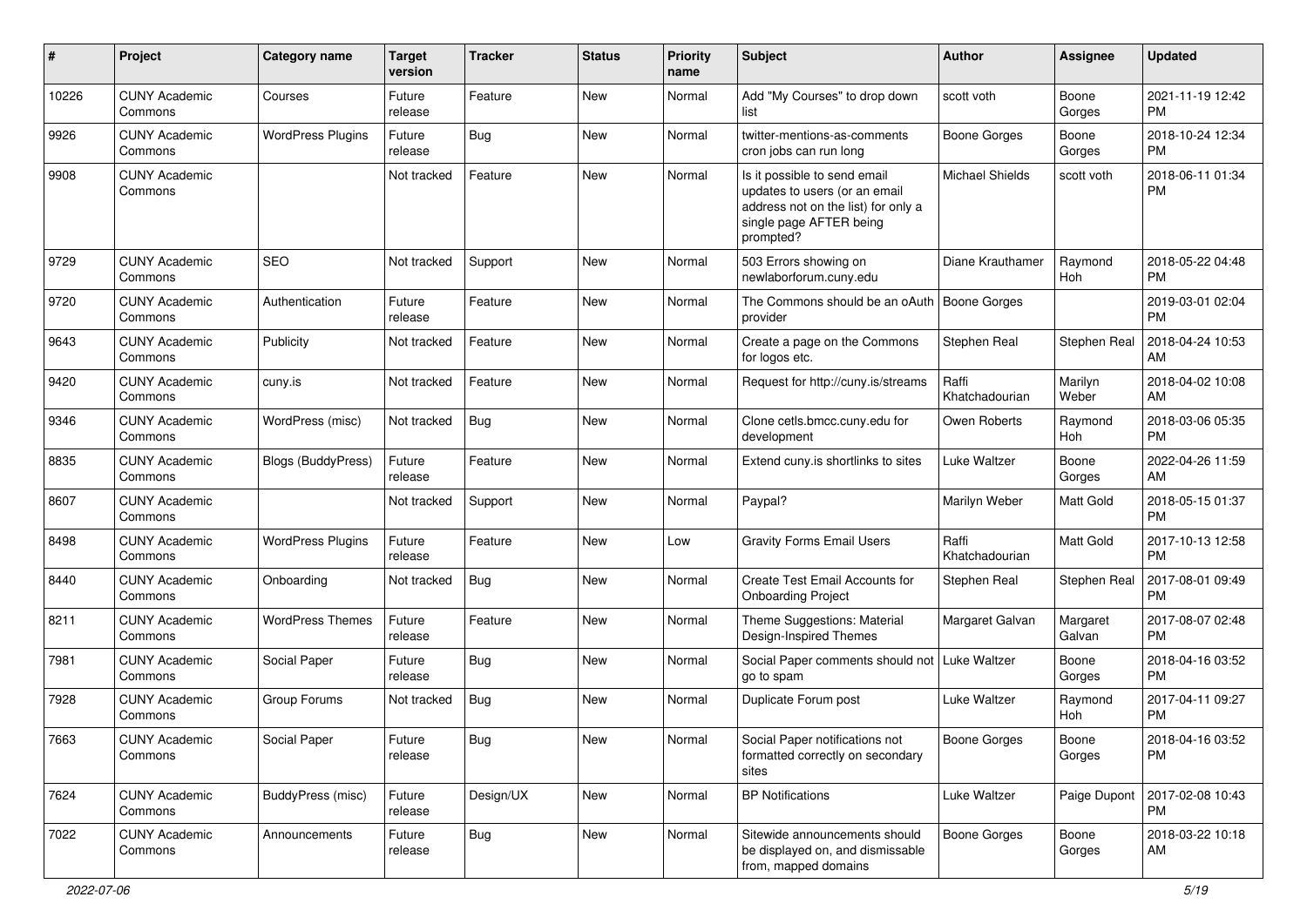| # | Project | Category name | Target version | Tracker | Status | Priority name | Subject | Author | Assignee | Updated |
|---|---|---|---|---|---|---|---|---|---|---|
| 10226 | CUNY Academic Commons | Courses | Future release | Feature | New | Normal | Add "My Courses" to drop down list | scott voth | Boone Gorges | 2021-11-19 12:42 PM |
| 9926 | CUNY Academic Commons | WordPress Plugins | Future release | Bug | New | Normal | twitter-mentions-as-comments cron jobs can run long | Boone Gorges | Boone Gorges | 2018-10-24 12:34 PM |
| 9908 | CUNY Academic Commons | | Not tracked | Feature | New | Normal | Is it possible to send email updates to users (or an email address not on the list) for only a single page AFTER being prompted? | Michael Shields | scott voth | 2018-06-11 01:34 PM |
| 9729 | CUNY Academic Commons | SEO | Not tracked | Support | New | Normal | 503 Errors showing on newlaborforum.cuny.edu | Diane Krauthamer | Raymond Hoh | 2018-05-22 04:48 PM |
| 9720 | CUNY Academic Commons | Authentication | Future release | Feature | New | Normal | The Commons should be an oAuth provider | Boone Gorges | | 2019-03-01 02:04 PM |
| 9643 | CUNY Academic Commons | Publicity | Not tracked | Feature | New | Normal | Create a page on the Commons for logos etc. | Stephen Real | Stephen Real | 2018-04-24 10:53 AM |
| 9420 | CUNY Academic Commons | cuny.is | Not tracked | Feature | New | Normal | Request for http://cuny.is/streams | Raffi Khatchadourian | Marilyn Weber | 2018-04-02 10:08 AM |
| 9346 | CUNY Academic Commons | WordPress (misc) | Not tracked | Bug | New | Normal | Clone cetls.bmcc.cuny.edu for development | Owen Roberts | Raymond Hoh | 2018-03-06 05:35 PM |
| 8835 | CUNY Academic Commons | Blogs (BuddyPress) | Future release | Feature | New | Normal | Extend cuny.is shortlinks to sites | Luke Waltzer | Boone Gorges | 2022-04-26 11:59 AM |
| 8607 | CUNY Academic Commons | | Not tracked | Support | New | Normal | Paypal? | Marilyn Weber | Matt Gold | 2018-05-15 01:37 PM |
| 8498 | CUNY Academic Commons | WordPress Plugins | Future release | Feature | New | Low | Gravity Forms Email Users | Raffi Khatchadourian | Matt Gold | 2017-10-13 12:58 PM |
| 8440 | CUNY Academic Commons | Onboarding | Not tracked | Bug | New | Normal | Create Test Email Accounts for Onboarding Project | Stephen Real | Stephen Real | 2017-08-01 09:49 PM |
| 8211 | CUNY Academic Commons | WordPress Themes | Future release | Feature | New | Normal | Theme Suggestions: Material Design-Inspired Themes | Margaret Galvan | Margaret Galvan | 2017-08-07 02:48 PM |
| 7981 | CUNY Academic Commons | Social Paper | Future release | Bug | New | Normal | Social Paper comments should not go to spam | Luke Waltzer | Boone Gorges | 2018-04-16 03:52 PM |
| 7928 | CUNY Academic Commons | Group Forums | Not tracked | Bug | New | Normal | Duplicate Forum post | Luke Waltzer | Raymond Hoh | 2017-04-11 09:27 PM |
| 7663 | CUNY Academic Commons | Social Paper | Future release | Bug | New | Normal | Social Paper notifications not formatted correctly on secondary sites | Boone Gorges | Boone Gorges | 2018-04-16 03:52 PM |
| 7624 | CUNY Academic Commons | BuddyPress (misc) | Future release | Design/UX | New | Normal | BP Notifications | Luke Waltzer | Paige Dupont | 2017-02-08 10:43 PM |
| 7022 | CUNY Academic Commons | Announcements | Future release | Bug | New | Normal | Sitewide announcements should be displayed on, and dismissable from, mapped domains | Boone Gorges | Boone Gorges | 2018-03-22 10:18 AM |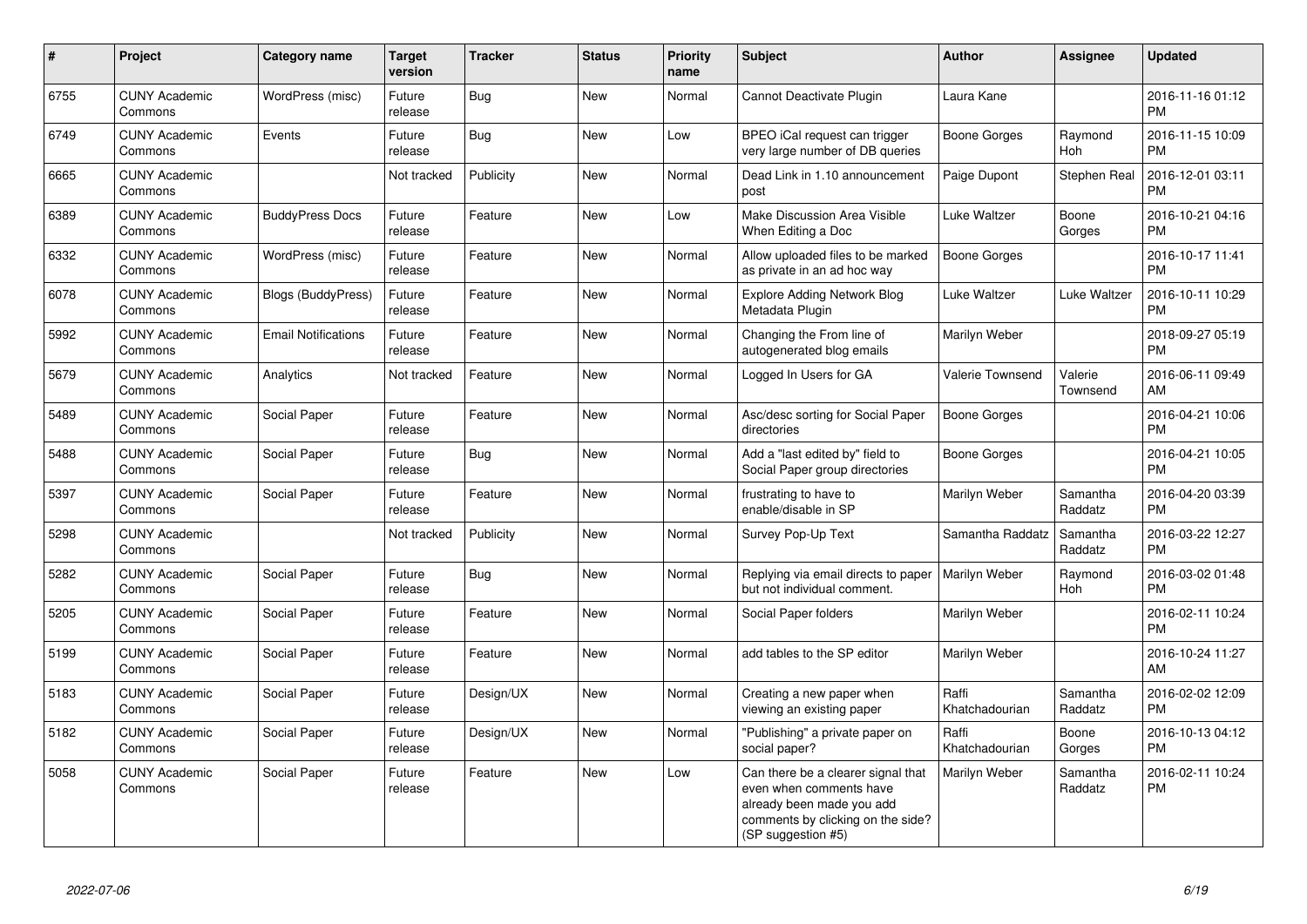| # | Project | Category name | Target version | Tracker | Status | Priority name | Subject | Author | Assignee | Updated |
|---|---|---|---|---|---|---|---|---|---|---|
| 6755 | CUNY Academic Commons | WordPress (misc) | Future release | Bug | New | Normal | Cannot Deactivate Plugin | Laura Kane | | 2016-11-16 01:12 PM |
| 6749 | CUNY Academic Commons | Events | Future release | Bug | New | Low | BPEO iCal request can trigger very large number of DB queries | Boone Gorges | Raymond Hoh | 2016-11-15 10:09 PM |
| 6665 | CUNY Academic Commons | | Not tracked | Publicity | New | Normal | Dead Link in 1.10 announcement post | Paige Dupont | Stephen Real | 2016-12-01 03:11 PM |
| 6389 | CUNY Academic Commons | BuddyPress Docs | Future release | Feature | New | Low | Make Discussion Area Visible When Editing a Doc | Luke Waltzer | Boone Gorges | 2016-10-21 04:16 PM |
| 6332 | CUNY Academic Commons | WordPress (misc) | Future release | Feature | New | Normal | Allow uploaded files to be marked as private in an ad hoc way | Boone Gorges | | 2016-10-17 11:41 PM |
| 6078 | CUNY Academic Commons | Blogs (BuddyPress) | Future release | Feature | New | Normal | Explore Adding Network Blog Metadata Plugin | Luke Waltzer | Luke Waltzer | 2016-10-11 10:29 PM |
| 5992 | CUNY Academic Commons | Email Notifications | Future release | Feature | New | Normal | Changing the From line of autogenerated blog emails | Marilyn Weber | | 2018-09-27 05:19 PM |
| 5679 | CUNY Academic Commons | Analytics | Not tracked | Feature | New | Normal | Logged In Users for GA | Valerie Townsend | Valerie Townsend | 2016-06-11 09:49 AM |
| 5489 | CUNY Academic Commons | Social Paper | Future release | Feature | New | Normal | Asc/desc sorting for Social Paper directories | Boone Gorges | | 2016-04-21 10:06 PM |
| 5488 | CUNY Academic Commons | Social Paper | Future release | Bug | New | Normal | Add a "last edited by" field to Social Paper group directories | Boone Gorges | | 2016-04-21 10:05 PM |
| 5397 | CUNY Academic Commons | Social Paper | Future release | Feature | New | Normal | frustrating to have to enable/disable in SP | Marilyn Weber | Samantha Raddatz | 2016-04-20 03:39 PM |
| 5298 | CUNY Academic Commons | | Not tracked | Publicity | New | Normal | Survey Pop-Up Text | Samantha Raddatz | Samantha Raddatz | 2016-03-22 12:27 PM |
| 5282 | CUNY Academic Commons | Social Paper | Future release | Bug | New | Normal | Replying via email directs to paper but not individual comment. | Marilyn Weber | Raymond Hoh | 2016-03-02 01:48 PM |
| 5205 | CUNY Academic Commons | Social Paper | Future release | Feature | New | Normal | Social Paper folders | Marilyn Weber | | 2016-02-11 10:24 PM |
| 5199 | CUNY Academic Commons | Social Paper | Future release | Feature | New | Normal | add tables to the SP editor | Marilyn Weber | | 2016-10-24 11:27 AM |
| 5183 | CUNY Academic Commons | Social Paper | Future release | Design/UX | New | Normal | Creating a new paper when viewing an existing paper | Raffi Khatchadourian | Samantha Raddatz | 2016-02-02 12:09 PM |
| 5182 | CUNY Academic Commons | Social Paper | Future release | Design/UX | New | Normal | "Publishing" a private paper on social paper? | Raffi Khatchadourian | Boone Gorges | 2016-10-13 04:12 PM |
| 5058 | CUNY Academic Commons | Social Paper | Future release | Feature | New | Low | Can there be a clearer signal that even when comments have already been made you add comments by clicking on the side? (SP suggestion #5) | Marilyn Weber | Samantha Raddatz | 2016-02-11 10:24 PM |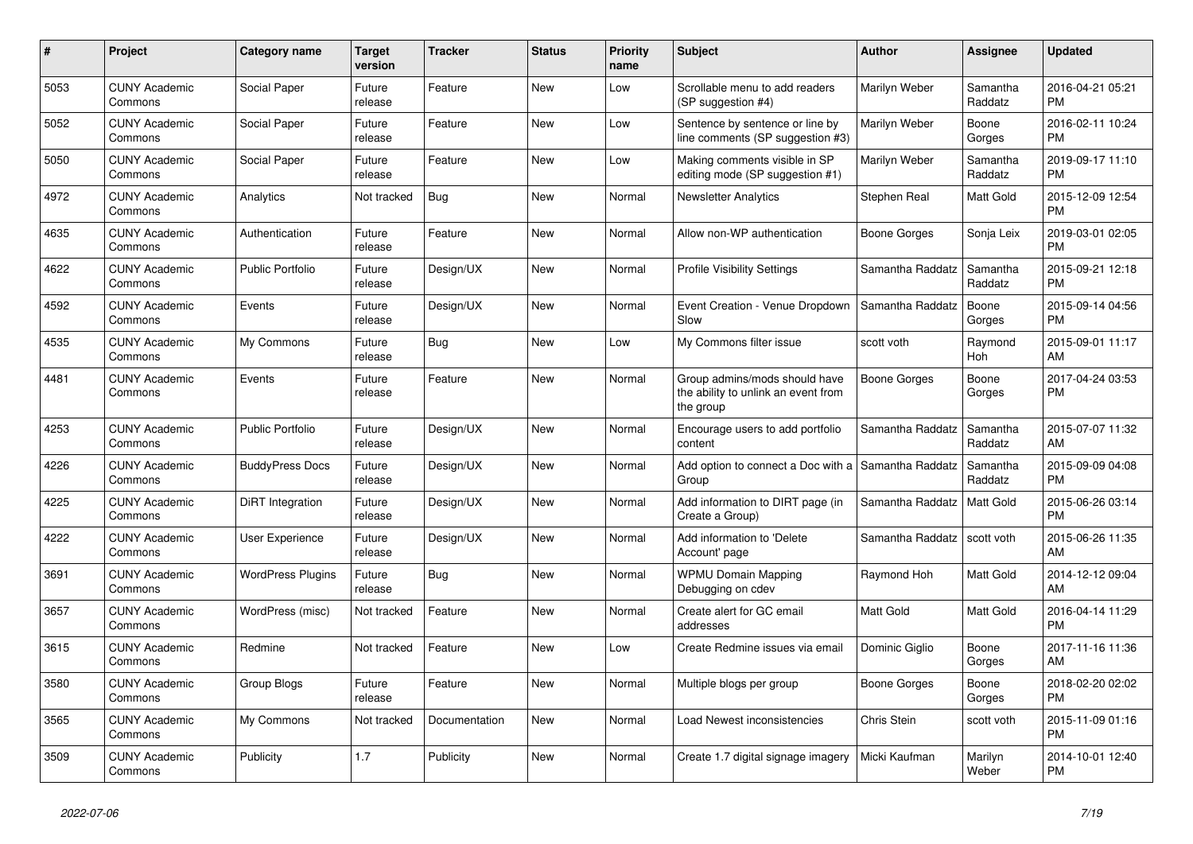| # | Project | Category name | Target version | Tracker | Status | Priority name | Subject | Author | Assignee | Updated |
|---|---|---|---|---|---|---|---|---|---|---|
| 5053 | CUNY Academic Commons | Social Paper | Future release | Feature | New | Low | Scrollable menu to add readers (SP suggestion #4) | Marilyn Weber | Samantha Raddatz | 2016-04-21 05:21 PM |
| 5052 | CUNY Academic Commons | Social Paper | Future release | Feature | New | Low | Sentence by sentence or line by line comments (SP suggestion #3) | Marilyn Weber | Boone Gorges | 2016-02-11 10:24 PM |
| 5050 | CUNY Academic Commons | Social Paper | Future release | Feature | New | Low | Making comments visible in SP editing mode (SP suggestion #1) | Marilyn Weber | Samantha Raddatz | 2019-09-17 11:10 PM |
| 4972 | CUNY Academic Commons | Analytics | Not tracked | Bug | New | Normal | Newsletter Analytics | Stephen Real | Matt Gold | 2015-12-09 12:54 PM |
| 4635 | CUNY Academic Commons | Authentication | Future release | Feature | New | Normal | Allow non-WP authentication | Boone Gorges | Sonja Leix | 2019-03-01 02:05 PM |
| 4622 | CUNY Academic Commons | Public Portfolio | Future release | Design/UX | New | Normal | Profile Visibility Settings | Samantha Raddatz | Samantha Raddatz | 2015-09-21 12:18 PM |
| 4592 | CUNY Academic Commons | Events | Future release | Design/UX | New | Normal | Event Creation - Venue Dropdown Slow | Samantha Raddatz | Boone Gorges | 2015-09-14 04:56 PM |
| 4535 | CUNY Academic Commons | My Commons | Future release | Bug | New | Low | My Commons filter issue | scott voth | Raymond Hoh | 2015-09-01 11:17 AM |
| 4481 | CUNY Academic Commons | Events | Future release | Feature | New | Normal | Group admins/mods should have the ability to unlink an event from the group | Boone Gorges | Boone Gorges | 2017-04-24 03:53 PM |
| 4253 | CUNY Academic Commons | Public Portfolio | Future release | Design/UX | New | Normal | Encourage users to add portfolio content | Samantha Raddatz | Samantha Raddatz | 2015-07-07 11:32 AM |
| 4226 | CUNY Academic Commons | BuddyPress Docs | Future release | Design/UX | New | Normal | Add option to connect a Doc with a Group | Samantha Raddatz | Samantha Raddatz | 2015-09-09 04:08 PM |
| 4225 | CUNY Academic Commons | DiRT Integration | Future release | Design/UX | New | Normal | Add information to DIRT page (in Create a Group) | Samantha Raddatz | Matt Gold | 2015-06-26 03:14 PM |
| 4222 | CUNY Academic Commons | User Experience | Future release | Design/UX | New | Normal | Add information to 'Delete Account' page | Samantha Raddatz | scott voth | 2015-06-26 11:35 AM |
| 3691 | CUNY Academic Commons | WordPress Plugins | Future release | Bug | New | Normal | WPMU Domain Mapping Debugging on cdev | Raymond Hoh | Matt Gold | 2014-12-12 09:04 AM |
| 3657 | CUNY Academic Commons | WordPress (misc) | Not tracked | Feature | New | Normal | Create alert for GC email addresses | Matt Gold | Matt Gold | 2016-04-14 11:29 PM |
| 3615 | CUNY Academic Commons | Redmine | Not tracked | Feature | New | Low | Create Redmine issues via email | Dominic Giglio | Boone Gorges | 2017-11-16 11:36 AM |
| 3580 | CUNY Academic Commons | Group Blogs | Future release | Feature | New | Normal | Multiple blogs per group | Boone Gorges | Boone Gorges | 2018-02-20 02:02 PM |
| 3565 | CUNY Academic Commons | My Commons | Not tracked | Documentation | New | Normal | Load Newest inconsistencies | Chris Stein | scott voth | 2015-11-09 01:16 PM |
| 3509 | CUNY Academic Commons | Publicity | 1.7 | Publicity | New | Normal | Create 1.7 digital signage imagery | Micki Kaufman | Marilyn Weber | 2014-10-01 12:40 PM |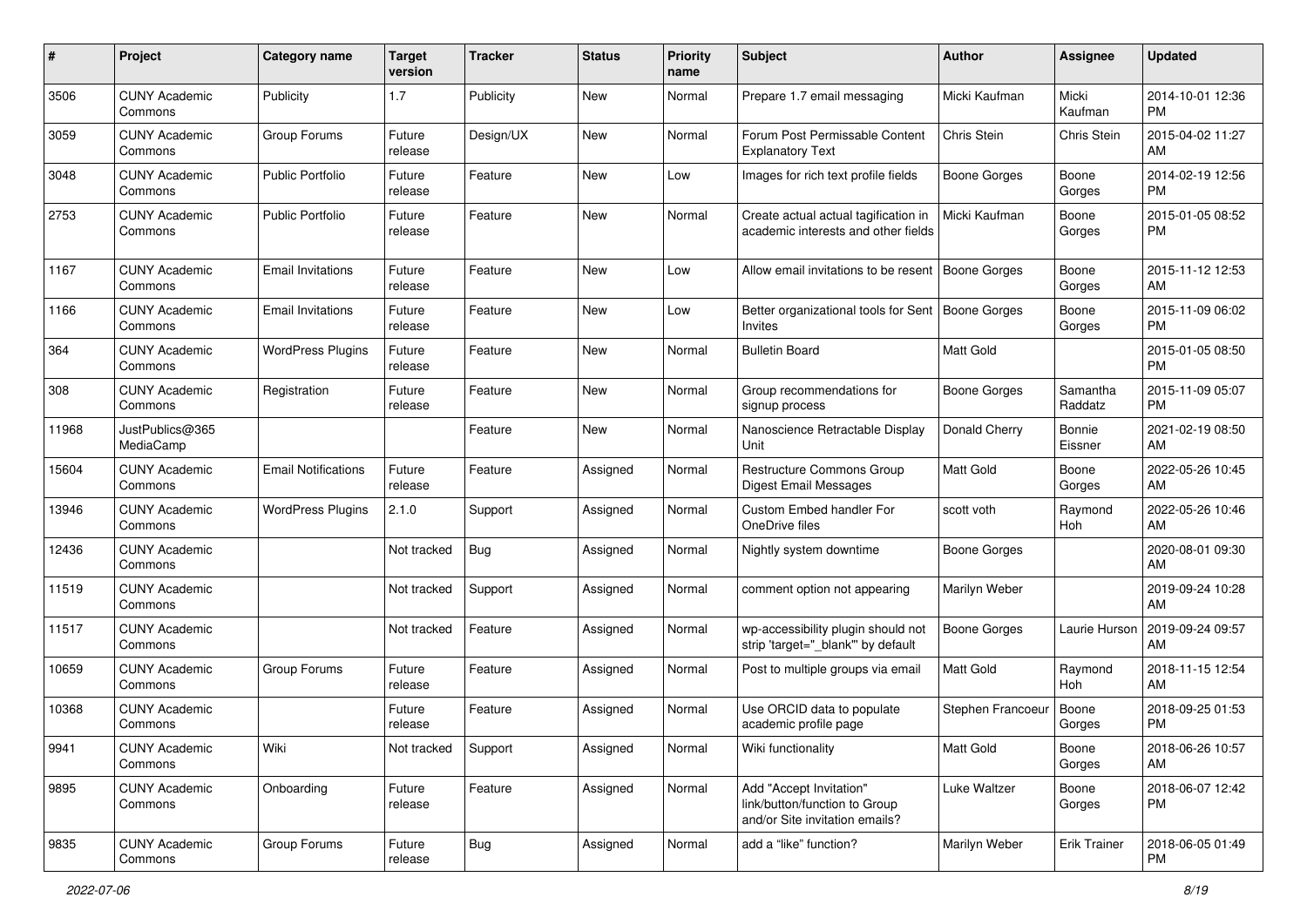| # | Project | Category name | Target version | Tracker | Status | Priority name | Subject | Author | Assignee | Updated |
|---|---|---|---|---|---|---|---|---|---|---|
| 3506 | CUNY Academic Commons | Publicity | 1.7 | Publicity | New | Normal | Prepare 1.7 email messaging | Micki Kaufman | Micki Kaufman | 2014-10-01 12:36 PM |
| 3059 | CUNY Academic Commons | Group Forums | Future release | Design/UX | New | Normal | Forum Post Permissable Content Explanatory Text | Chris Stein | Chris Stein | 2015-04-02 11:27 AM |
| 3048 | CUNY Academic Commons | Public Portfolio | Future release | Feature | New | Low | Images for rich text profile fields | Boone Gorges | Boone Gorges | 2014-02-19 12:56 PM |
| 2753 | CUNY Academic Commons | Public Portfolio | Future release | Feature | New | Normal | Create actual actual tagification in academic interests and other fields | Micki Kaufman | Boone Gorges | 2015-01-05 08:52 PM |
| 1167 | CUNY Academic Commons | Email Invitations | Future release | Feature | New | Low | Allow email invitations to be resent | Boone Gorges | Boone Gorges | 2015-11-12 12:53 AM |
| 1166 | CUNY Academic Commons | Email Invitations | Future release | Feature | New | Low | Better organizational tools for Sent Invites | Boone Gorges | Boone Gorges | 2015-11-09 06:02 PM |
| 364 | CUNY Academic Commons | WordPress Plugins | Future release | Feature | New | Normal | Bulletin Board | Matt Gold | | 2015-01-05 08:50 PM |
| 308 | CUNY Academic Commons | Registration | Future release | Feature | New | Normal | Group recommendations for signup process | Boone Gorges | Samantha Raddatz | 2015-11-09 05:07 PM |
| 11968 | JustPublics@365 MediaCamp | | | Feature | New | Normal | Nanoscience Retractable Display Unit | Donald Cherry | Bonnie Eissner | 2021-02-19 08:50 AM |
| 15604 | CUNY Academic Commons | Email Notifications | Future release | Feature | Assigned | Normal | Restructure Commons Group Digest Email Messages | Matt Gold | Boone Gorges | 2022-05-26 10:45 AM |
| 13946 | CUNY Academic Commons | WordPress Plugins | 2.1.0 | Support | Assigned | Normal | Custom Embed handler For OneDrive files | scott voth | Raymond Hoh | 2022-05-26 10:46 AM |
| 12436 | CUNY Academic Commons | | Not tracked | Bug | Assigned | Normal | Nightly system downtime | Boone Gorges | | 2020-08-01 09:30 AM |
| 11519 | CUNY Academic Commons | | Not tracked | Support | Assigned | Normal | comment option not appearing | Marilyn Weber | | 2019-09-24 10:28 AM |
| 11517 | CUNY Academic Commons | | Not tracked | Feature | Assigned | Normal | wp-accessibility plugin should not strip 'target="_blank"' by default | Boone Gorges | Laurie Hurson | 2019-09-24 09:57 AM |
| 10659 | CUNY Academic Commons | Group Forums | Future release | Feature | Assigned | Normal | Post to multiple groups via email | Matt Gold | Raymond Hoh | 2018-11-15 12:54 AM |
| 10368 | CUNY Academic Commons | | Future release | Feature | Assigned | Normal | Use ORCID data to populate academic profile page | Stephen Francoeur | Boone Gorges | 2018-09-25 01:53 PM |
| 9941 | CUNY Academic Commons | Wiki | Not tracked | Support | Assigned | Normal | Wiki functionality | Matt Gold | Boone Gorges | 2018-06-26 10:57 AM |
| 9895 | CUNY Academic Commons | Onboarding | Future release | Feature | Assigned | Normal | Add "Accept Invitation" link/button/function to Group and/or Site invitation emails? | Luke Waltzer | Boone Gorges | 2018-06-07 12:42 PM |
| 9835 | CUNY Academic Commons | Group Forums | Future release | Bug | Assigned | Normal | add a "like" function? | Marilyn Weber | Erik Trainer | 2018-06-05 01:49 PM |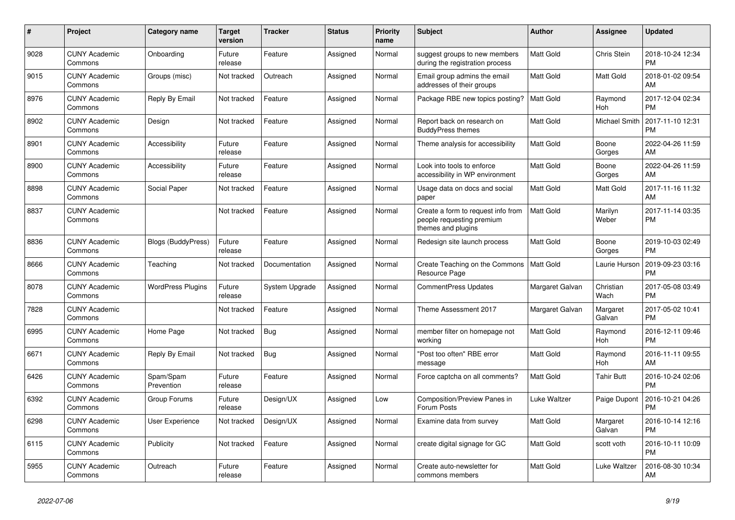| # | Project | Category name | Target version | Tracker | Status | Priority name | Subject | Author | Assignee | Updated |
|---|---|---|---|---|---|---|---|---|---|---|
| 9028 | CUNY Academic Commons | Onboarding | Future release | Feature | Assigned | Normal | suggest groups to new members during the registration process | Matt Gold | Chris Stein | 2018-10-24 12:34 PM |
| 9015 | CUNY Academic Commons | Groups (misc) | Not tracked | Outreach | Assigned | Normal | Email group admins the email addresses of their groups | Matt Gold | Matt Gold | 2018-01-02 09:54 AM |
| 8976 | CUNY Academic Commons | Reply By Email | Not tracked | Feature | Assigned | Normal | Package RBE new topics posting? | Matt Gold | Raymond Hoh | 2017-12-04 02:34 PM |
| 8902 | CUNY Academic Commons | Design | Not tracked | Feature | Assigned | Normal | Report back on research on BuddyPress themes | Matt Gold | Michael Smith | 2017-11-10 12:31 PM |
| 8901 | CUNY Academic Commons | Accessibility | Future release | Feature | Assigned | Normal | Theme analysis for accessibility | Matt Gold | Boone Gorges | 2022-04-26 11:59 AM |
| 8900 | CUNY Academic Commons | Accessibility | Future release | Feature | Assigned | Normal | Look into tools to enforce accessibility in WP environment | Matt Gold | Boone Gorges | 2022-04-26 11:59 AM |
| 8898 | CUNY Academic Commons | Social Paper | Not tracked | Feature | Assigned | Normal | Usage data on docs and social paper | Matt Gold | Matt Gold | 2017-11-16 11:32 AM |
| 8837 | CUNY Academic Commons | | Not tracked | Feature | Assigned | Normal | Create a form to request info from people requesting premium themes and plugins | Matt Gold | Marilyn Weber | 2017-11-14 03:35 PM |
| 8836 | CUNY Academic Commons | Blogs (BuddyPress) | Future release | Feature | Assigned | Normal | Redesign site launch process | Matt Gold | Boone Gorges | 2019-10-03 02:49 PM |
| 8666 | CUNY Academic Commons | Teaching | Not tracked | Documentation | Assigned | Normal | Create Teaching on the Commons Resource Page | Matt Gold | Laurie Hurson | 2019-09-23 03:16 PM |
| 8078 | CUNY Academic Commons | WordPress Plugins | Future release | System Upgrade | Assigned | Normal | CommentPress Updates | Margaret Galvan | Christian Wach | 2017-05-08 03:49 PM |
| 7828 | CUNY Academic Commons | | Not tracked | Feature | Assigned | Normal | Theme Assessment 2017 | Margaret Galvan | Margaret Galvan | 2017-05-02 10:41 PM |
| 6995 | CUNY Academic Commons | Home Page | Not tracked | Bug | Assigned | Normal | member filter on homepage not working | Matt Gold | Raymond Hoh | 2016-12-11 09:46 PM |
| 6671 | CUNY Academic Commons | Reply By Email | Not tracked | Bug | Assigned | Normal | "Post too often" RBE error message | Matt Gold | Raymond Hoh | 2016-11-11 09:55 AM |
| 6426 | CUNY Academic Commons | Spam/Spam Prevention | Future release | Feature | Assigned | Normal | Force captcha on all comments? | Matt Gold | Tahir Butt | 2016-10-24 02:06 PM |
| 6392 | CUNY Academic Commons | Group Forums | Future release | Design/UX | Assigned | Low | Composition/Preview Panes in Forum Posts | Luke Waltzer | Paige Dupont | 2016-10-21 04:26 PM |
| 6298 | CUNY Academic Commons | User Experience | Not tracked | Design/UX | Assigned | Normal | Examine data from survey | Matt Gold | Margaret Galvan | 2016-10-14 12:16 PM |
| 6115 | CUNY Academic Commons | Publicity | Not tracked | Feature | Assigned | Normal | create digital signage for GC | Matt Gold | scott voth | 2016-10-11 10:09 PM |
| 5955 | CUNY Academic Commons | Outreach | Future release | Feature | Assigned | Normal | Create auto-newsletter for commons members | Matt Gold | Luke Waltzer | 2016-08-30 10:34 AM |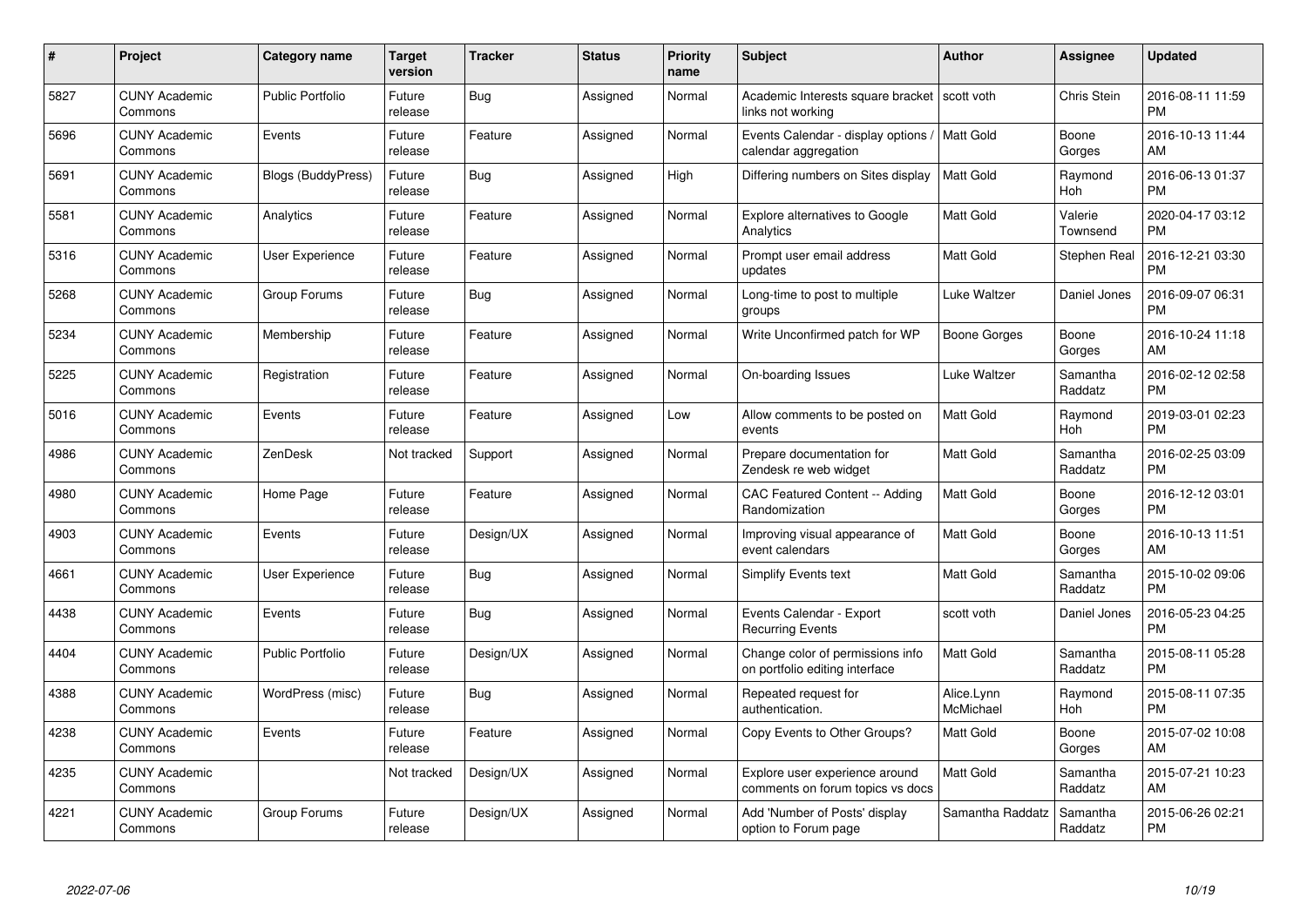| # | Project | Category name | Target version | Tracker | Status | Priority name | Subject | Author | Assignee | Updated |
|---|---|---|---|---|---|---|---|---|---|---|
| 5827 | CUNY Academic Commons | Public Portfolio | Future release | Bug | Assigned | Normal | Academic Interests square bracket links not working | scott voth | Chris Stein | 2016-08-11 11:59 PM |
| 5696 | CUNY Academic Commons | Events | Future release | Feature | Assigned | Normal | Events Calendar - display options / calendar aggregation | Matt Gold | Boone Gorges | 2016-10-13 11:44 AM |
| 5691 | CUNY Academic Commons | Blogs (BuddyPress) | Future release | Bug | Assigned | High | Differing numbers on Sites display | Matt Gold | Raymond Hoh | 2016-06-13 01:37 PM |
| 5581 | CUNY Academic Commons | Analytics | Future release | Feature | Assigned | Normal | Explore alternatives to Google Analytics | Matt Gold | Valerie Townsend | 2020-04-17 03:12 PM |
| 5316 | CUNY Academic Commons | User Experience | Future release | Feature | Assigned | Normal | Prompt user email address updates | Matt Gold | Stephen Real | 2016-12-21 03:30 PM |
| 5268 | CUNY Academic Commons | Group Forums | Future release | Bug | Assigned | Normal | Long-time to post to multiple groups | Luke Waltzer | Daniel Jones | 2016-09-07 06:31 PM |
| 5234 | CUNY Academic Commons | Membership | Future release | Feature | Assigned | Normal | Write Unconfirmed patch for WP | Boone Gorges | Boone Gorges | 2016-10-24 11:18 AM |
| 5225 | CUNY Academic Commons | Registration | Future release | Feature | Assigned | Normal | On-boarding Issues | Luke Waltzer | Samantha Raddatz | 2016-02-12 02:58 PM |
| 5016 | CUNY Academic Commons | Events | Future release | Feature | Assigned | Low | Allow comments to be posted on events | Matt Gold | Raymond Hoh | 2019-03-01 02:23 PM |
| 4986 | CUNY Academic Commons | ZenDesk | Not tracked | Support | Assigned | Normal | Prepare documentation for Zendesk re web widget | Matt Gold | Samantha Raddatz | 2016-02-25 03:09 PM |
| 4980 | CUNY Academic Commons | Home Page | Future release | Feature | Assigned | Normal | CAC Featured Content -- Adding Randomization | Matt Gold | Boone Gorges | 2016-12-12 03:01 PM |
| 4903 | CUNY Academic Commons | Events | Future release | Design/UX | Assigned | Normal | Improving visual appearance of event calendars | Matt Gold | Boone Gorges | 2016-10-13 11:51 AM |
| 4661 | CUNY Academic Commons | User Experience | Future release | Bug | Assigned | Normal | Simplify Events text | Matt Gold | Samantha Raddatz | 2015-10-02 09:06 PM |
| 4438 | CUNY Academic Commons | Events | Future release | Bug | Assigned | Normal | Events Calendar - Export Recurring Events | scott voth | Daniel Jones | 2016-05-23 04:25 PM |
| 4404 | CUNY Academic Commons | Public Portfolio | Future release | Design/UX | Assigned | Normal | Change color of permissions info on portfolio editing interface | Matt Gold | Samantha Raddatz | 2015-08-11 05:28 PM |
| 4388 | CUNY Academic Commons | WordPress (misc) | Future release | Bug | Assigned | Normal | Repeated request for authentication. | Alice.Lynn McMichael | Raymond Hoh | 2015-08-11 07:35 PM |
| 4238 | CUNY Academic Commons | Events | Future release | Feature | Assigned | Normal | Copy Events to Other Groups? | Matt Gold | Boone Gorges | 2015-07-02 10:08 AM |
| 4235 | CUNY Academic Commons | | Not tracked | Design/UX | Assigned | Normal | Explore user experience around comments on forum topics vs docs | Matt Gold | Samantha Raddatz | 2015-07-21 10:23 AM |
| 4221 | CUNY Academic Commons | Group Forums | Future release | Design/UX | Assigned | Normal | Add 'Number of Posts' display option to Forum page | Samantha Raddatz | Samantha Raddatz | 2015-06-26 02:21 PM |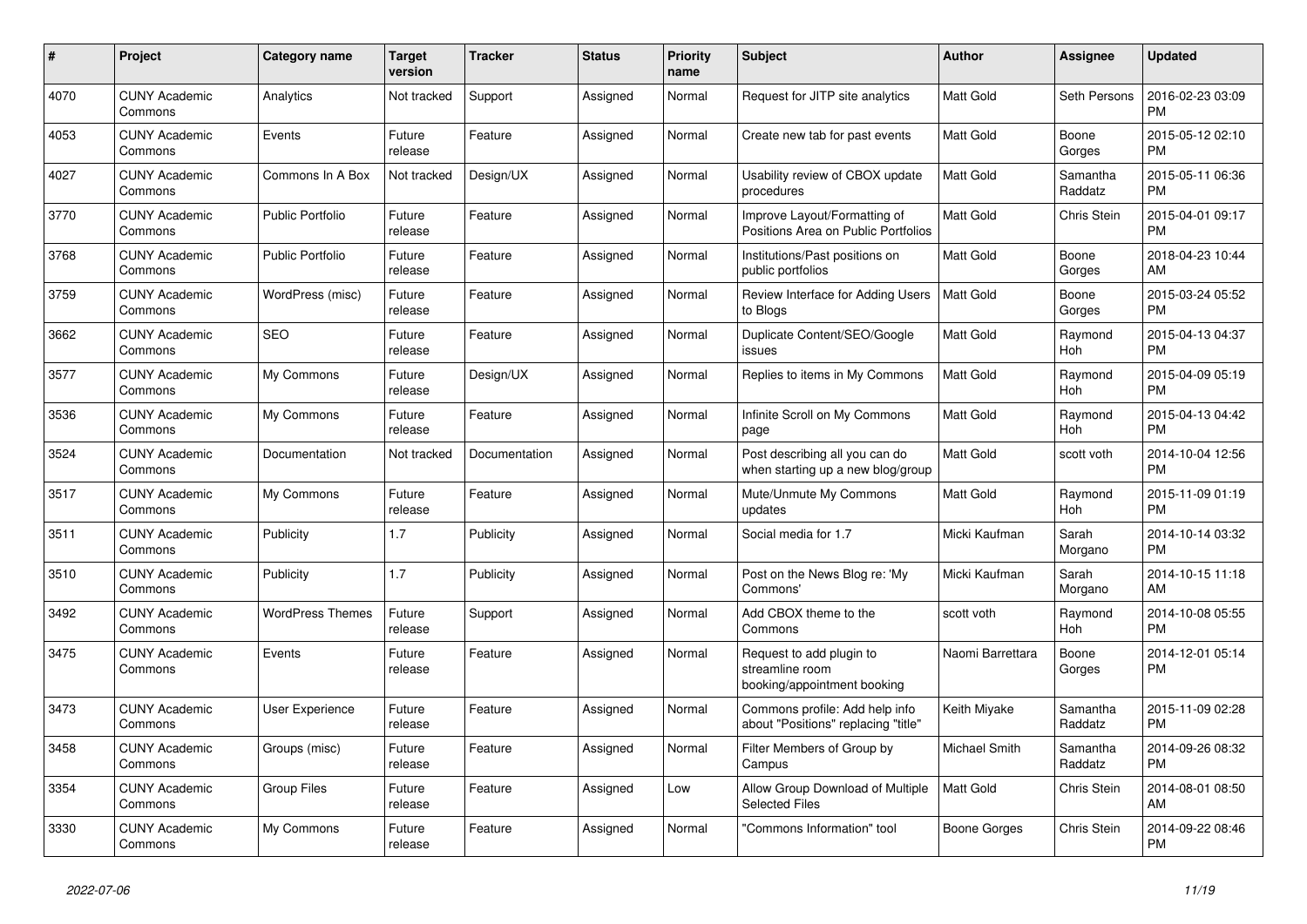| # | Project | Category name | Target version | Tracker | Status | Priority name | Subject | Author | Assignee | Updated |
|---|---|---|---|---|---|---|---|---|---|---|
| 4070 | CUNY Academic Commons | Analytics | Not tracked | Support | Assigned | Normal | Request for JITP site analytics | Matt Gold | Seth Persons | 2016-02-23 03:09 PM |
| 4053 | CUNY Academic Commons | Events | Future release | Feature | Assigned | Normal | Create new tab for past events | Matt Gold | Boone Gorges | 2015-05-12 02:10 PM |
| 4027 | CUNY Academic Commons | Commons In A Box | Not tracked | Design/UX | Assigned | Normal | Usability review of CBOX update procedures | Matt Gold | Samantha Raddatz | 2015-05-11 06:36 PM |
| 3770 | CUNY Academic Commons | Public Portfolio | Future release | Feature | Assigned | Normal | Improve Layout/Formatting of Positions Area on Public Portfolios | Matt Gold | Chris Stein | 2015-04-01 09:17 PM |
| 3768 | CUNY Academic Commons | Public Portfolio | Future release | Feature | Assigned | Normal | Institutions/Past positions on public portfolios | Matt Gold | Boone Gorges | 2018-04-23 10:44 AM |
| 3759 | CUNY Academic Commons | WordPress (misc) | Future release | Feature | Assigned | Normal | Review Interface for Adding Users to Blogs | Matt Gold | Boone Gorges | 2015-03-24 05:52 PM |
| 3662 | CUNY Academic Commons | SEO | Future release | Feature | Assigned | Normal | Duplicate Content/SEO/Google issues | Matt Gold | Raymond Hoh | 2015-04-13 04:37 PM |
| 3577 | CUNY Academic Commons | My Commons | Future release | Design/UX | Assigned | Normal | Replies to items in My Commons | Matt Gold | Raymond Hoh | 2015-04-09 05:19 PM |
| 3536 | CUNY Academic Commons | My Commons | Future release | Feature | Assigned | Normal | Infinite Scroll on My Commons page | Matt Gold | Raymond Hoh | 2015-04-13 04:42 PM |
| 3524 | CUNY Academic Commons | Documentation | Not tracked | Documentation | Assigned | Normal | Post describing all you can do when starting up a new blog/group | Matt Gold | scott voth | 2014-10-04 12:56 PM |
| 3517 | CUNY Academic Commons | My Commons | Future release | Feature | Assigned | Normal | Mute/Unmute My Commons updates | Matt Gold | Raymond Hoh | 2015-11-09 01:19 PM |
| 3511 | CUNY Academic Commons | Publicity | 1.7 | Publicity | Assigned | Normal | Social media for 1.7 | Micki Kaufman | Sarah Morgano | 2014-10-14 03:32 PM |
| 3510 | CUNY Academic Commons | Publicity | 1.7 | Publicity | Assigned | Normal | Post on the News Blog re: 'My Commons' | Micki Kaufman | Sarah Morgano | 2014-10-15 11:18 AM |
| 3492 | CUNY Academic Commons | WordPress Themes | Future release | Support | Assigned | Normal | Add CBOX theme to the Commons | scott voth | Raymond Hoh | 2014-10-08 05:55 PM |
| 3475 | CUNY Academic Commons | Events | Future release | Feature | Assigned | Normal | Request to add plugin to streamline room booking/appointment booking | Naomi Barrettara | Boone Gorges | 2014-12-01 05:14 PM |
| 3473 | CUNY Academic Commons | User Experience | Future release | Feature | Assigned | Normal | Commons profile: Add help info about "Positions" replacing "title" | Keith Miyake | Samantha Raddatz | 2015-11-09 02:28 PM |
| 3458 | CUNY Academic Commons | Groups (misc) | Future release | Feature | Assigned | Normal | Filter Members of Group by Campus | Michael Smith | Samantha Raddatz | 2014-09-26 08:32 PM |
| 3354 | CUNY Academic Commons | Group Files | Future release | Feature | Assigned | Low | Allow Group Download of Multiple Selected Files | Matt Gold | Chris Stein | 2014-08-01 08:50 AM |
| 3330 | CUNY Academic Commons | My Commons | Future release | Feature | Assigned | Normal | "Commons Information" tool | Boone Gorges | Chris Stein | 2014-09-22 08:46 PM |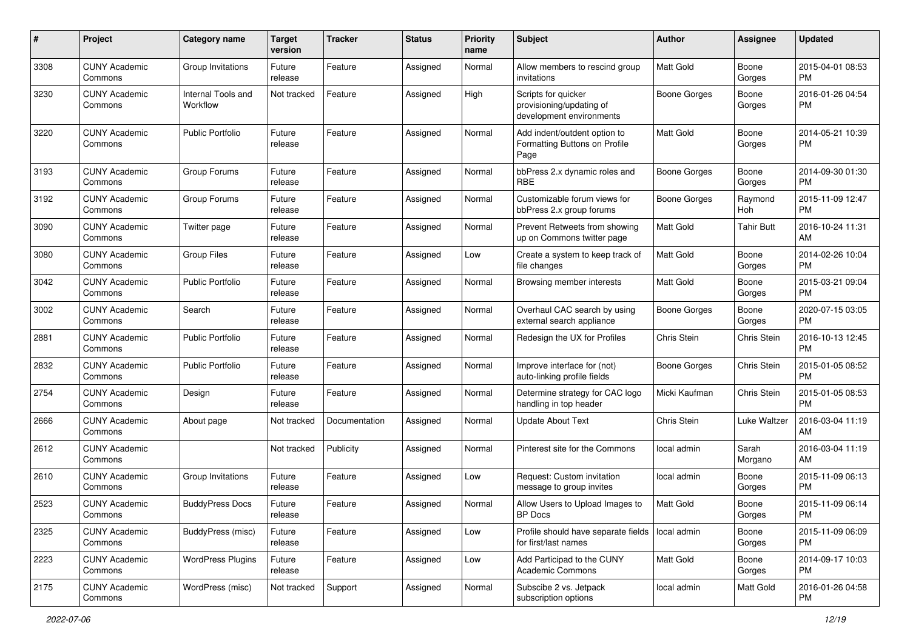| # | Project | Category name | Target version | Tracker | Status | Priority name | Subject | Author | Assignee | Updated |
|---|---|---|---|---|---|---|---|---|---|---|
| 3308 | CUNY Academic Commons | Group Invitations | Future release | Feature | Assigned | Normal | Allow members to rescind group invitations | Matt Gold | Boone Gorges | 2015-04-01 08:53 PM |
| 3230 | CUNY Academic Commons | Internal Tools and Workflow | Not tracked | Feature | Assigned | High | Scripts for quicker provisioning/updating of development environments | Boone Gorges | Boone Gorges | 2016-01-26 04:54 PM |
| 3220 | CUNY Academic Commons | Public Portfolio | Future release | Feature | Assigned | Normal | Add indent/outdent option to Formatting Buttons on Profile Page | Matt Gold | Boone Gorges | 2014-05-21 10:39 PM |
| 3193 | CUNY Academic Commons | Group Forums | Future release | Feature | Assigned | Normal | bbPress 2.x dynamic roles and RBE | Boone Gorges | Boone Gorges | 2014-09-30 01:30 PM |
| 3192 | CUNY Academic Commons | Group Forums | Future release | Feature | Assigned | Normal | Customizable forum views for bbPress 2.x group forums | Boone Gorges | Raymond Hoh | 2015-11-09 12:47 PM |
| 3090 | CUNY Academic Commons | Twitter page | Future release | Feature | Assigned | Normal | Prevent Retweets from showing up on Commons twitter page | Matt Gold | Tahir Butt | 2016-10-24 11:31 AM |
| 3080 | CUNY Academic Commons | Group Files | Future release | Feature | Assigned | Low | Create a system to keep track of file changes | Matt Gold | Boone Gorges | 2014-02-26 10:04 PM |
| 3042 | CUNY Academic Commons | Public Portfolio | Future release | Feature | Assigned | Normal | Browsing member interests | Matt Gold | Boone Gorges | 2015-03-21 09:04 PM |
| 3002 | CUNY Academic Commons | Search | Future release | Feature | Assigned | Normal | Overhaul CAC search by using external search appliance | Boone Gorges | Boone Gorges | 2020-07-15 03:05 PM |
| 2881 | CUNY Academic Commons | Public Portfolio | Future release | Feature | Assigned | Normal | Redesign the UX for Profiles | Chris Stein | Chris Stein | 2016-10-13 12:45 PM |
| 2832 | CUNY Academic Commons | Public Portfolio | Future release | Feature | Assigned | Normal | Improve interface for (not) auto-linking profile fields | Boone Gorges | Chris Stein | 2015-01-05 08:52 PM |
| 2754 | CUNY Academic Commons | Design | Future release | Feature | Assigned | Normal | Determine strategy for CAC logo handling in top header | Micki Kaufman | Chris Stein | 2015-01-05 08:53 PM |
| 2666 | CUNY Academic Commons | About page | Not tracked | Documentation | Assigned | Normal | Update About Text | Chris Stein | Luke Waltzer | 2016-03-04 11:19 AM |
| 2612 | CUNY Academic Commons | | Not tracked | Publicity | Assigned | Normal | Pinterest site for the Commons | local admin | Sarah Morgano | 2016-03-04 11:19 AM |
| 2610 | CUNY Academic Commons | Group Invitations | Future release | Feature | Assigned | Low | Request: Custom invitation message to group invites | local admin | Boone Gorges | 2015-11-09 06:13 PM |
| 2523 | CUNY Academic Commons | BuddyPress Docs | Future release | Feature | Assigned | Normal | Allow Users to Upload Images to BP Docs | Matt Gold | Boone Gorges | 2015-11-09 06:14 PM |
| 2325 | CUNY Academic Commons | BuddyPress (misc) | Future release | Feature | Assigned | Low | Profile should have separate fields for first/last names | local admin | Boone Gorges | 2015-11-09 06:09 PM |
| 2223 | CUNY Academic Commons | WordPress Plugins | Future release | Feature | Assigned | Low | Add Participad to the CUNY Academic Commons | Matt Gold | Boone Gorges | 2014-09-17 10:03 PM |
| 2175 | CUNY Academic Commons | WordPress (misc) | Not tracked | Support | Assigned | Normal | Subscibe 2 vs. Jetpack subscription options | local admin | Matt Gold | 2016-01-26 04:58 PM |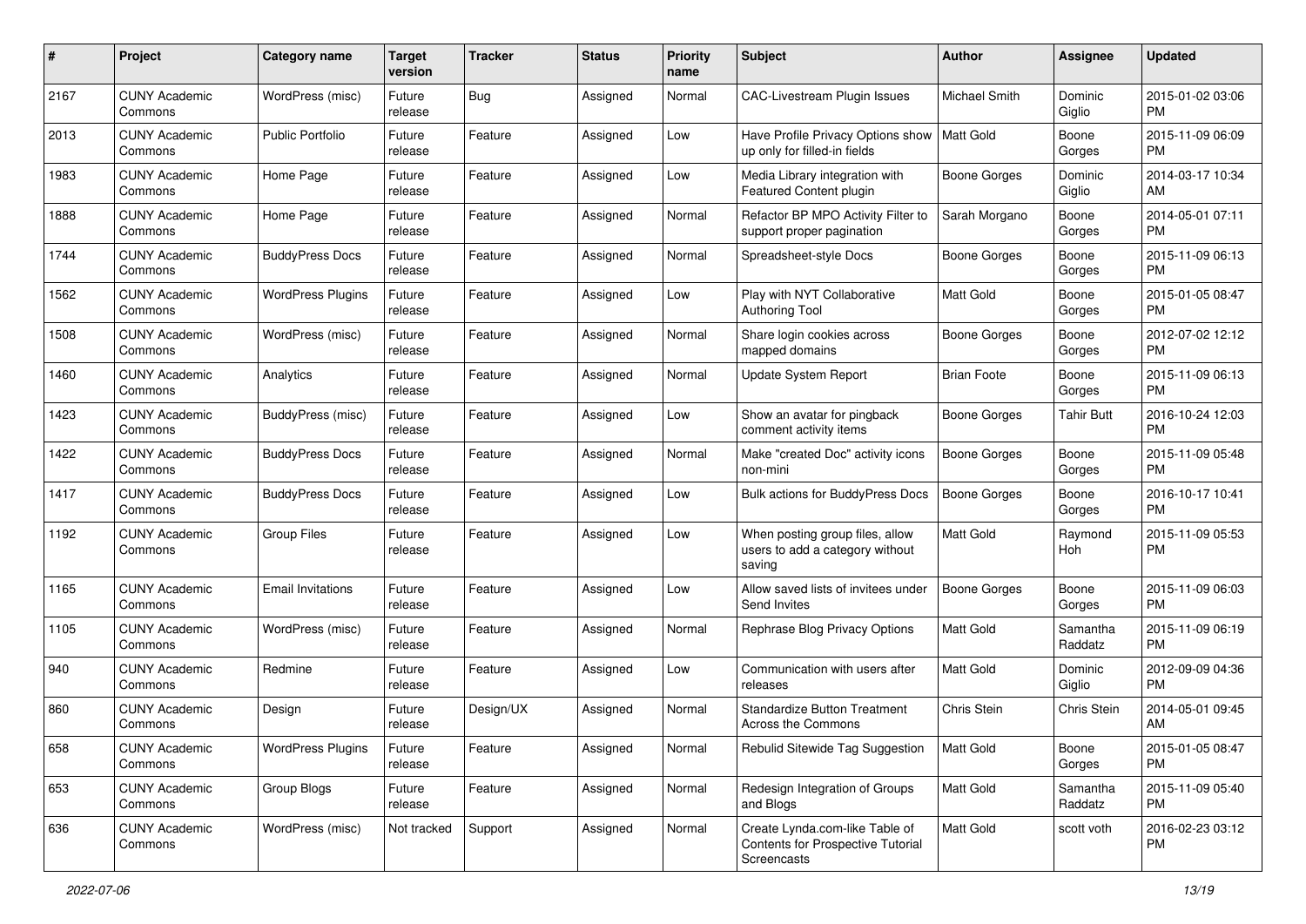| # | Project | Category name | Target version | Tracker | Status | Priority name | Subject | Author | Assignee | Updated |
|---|---|---|---|---|---|---|---|---|---|---|
| 2167 | CUNY Academic Commons | WordPress (misc) | Future release | Bug | Assigned | Normal | CAC-Livestream Plugin Issues | Michael Smith | Dominic Giglio | 2015-01-02 03:06 PM |
| 2013 | CUNY Academic Commons | Public Portfolio | Future release | Feature | Assigned | Low | Have Profile Privacy Options show up only for filled-in fields | Matt Gold | Boone Gorges | 2015-11-09 06:09 PM |
| 1983 | CUNY Academic Commons | Home Page | Future release | Feature | Assigned | Low | Media Library integration with Featured Content plugin | Boone Gorges | Dominic Giglio | 2014-03-17 10:34 AM |
| 1888 | CUNY Academic Commons | Home Page | Future release | Feature | Assigned | Normal | Refactor BP MPO Activity Filter to support proper pagination | Sarah Morgano | Boone Gorges | 2014-05-01 07:11 PM |
| 1744 | CUNY Academic Commons | BuddyPress Docs | Future release | Feature | Assigned | Normal | Spreadsheet-style Docs | Boone Gorges | Boone Gorges | 2015-11-09 06:13 PM |
| 1562 | CUNY Academic Commons | WordPress Plugins | Future release | Feature | Assigned | Low | Play with NYT Collaborative Authoring Tool | Matt Gold | Boone Gorges | 2015-01-05 08:47 PM |
| 1508 | CUNY Academic Commons | WordPress (misc) | Future release | Feature | Assigned | Normal | Share login cookies across mapped domains | Boone Gorges | Boone Gorges | 2012-07-02 12:12 PM |
| 1460 | CUNY Academic Commons | Analytics | Future release | Feature | Assigned | Normal | Update System Report | Brian Foote | Boone Gorges | 2015-11-09 06:13 PM |
| 1423 | CUNY Academic Commons | BuddyPress (misc) | Future release | Feature | Assigned | Low | Show an avatar for pingback comment activity items | Boone Gorges | Tahir Butt | 2016-10-24 12:03 PM |
| 1422 | CUNY Academic Commons | BuddyPress Docs | Future release | Feature | Assigned | Normal | Make "created Doc" activity icons non-mini | Boone Gorges | Boone Gorges | 2015-11-09 05:48 PM |
| 1417 | CUNY Academic Commons | BuddyPress Docs | Future release | Feature | Assigned | Low | Bulk actions for BuddyPress Docs | Boone Gorges | Boone Gorges | 2016-10-17 10:41 PM |
| 1192 | CUNY Academic Commons | Group Files | Future release | Feature | Assigned | Low | When posting group files, allow users to add a category without saving | Matt Gold | Raymond Hoh | 2015-11-09 05:53 PM |
| 1165 | CUNY Academic Commons | Email Invitations | Future release | Feature | Assigned | Low | Allow saved lists of invitees under Send Invites | Boone Gorges | Boone Gorges | 2015-11-09 06:03 PM |
| 1105 | CUNY Academic Commons | WordPress (misc) | Future release | Feature | Assigned | Normal | Rephrase Blog Privacy Options | Matt Gold | Samantha Raddatz | 2015-11-09 06:19 PM |
| 940 | CUNY Academic Commons | Redmine | Future release | Feature | Assigned | Low | Communication with users after releases | Matt Gold | Dominic Giglio | 2012-09-09 04:36 PM |
| 860 | CUNY Academic Commons | Design | Future release | Design/UX | Assigned | Normal | Standardize Button Treatment Across the Commons | Chris Stein | Chris Stein | 2014-05-01 09:45 AM |
| 658 | CUNY Academic Commons | WordPress Plugins | Future release | Feature | Assigned | Normal | Rebulid Sitewide Tag Suggestion | Matt Gold | Boone Gorges | 2015-01-05 08:47 PM |
| 653 | CUNY Academic Commons | Group Blogs | Future release | Feature | Assigned | Normal | Redesign Integration of Groups and Blogs | Matt Gold | Samantha Raddatz | 2015-11-09 05:40 PM |
| 636 | CUNY Academic Commons | WordPress (misc) | Not tracked | Support | Assigned | Normal | Create Lynda.com-like Table of Contents for Prospective Tutorial Screencasts | Matt Gold | scott voth | 2016-02-23 03:12 PM |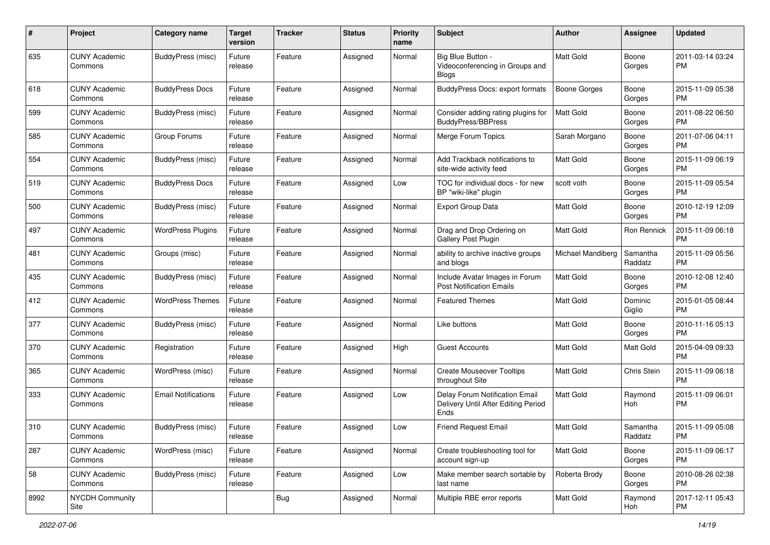| # | Project | Category name | Target version | Tracker | Status | Priority name | Subject | Author | Assignee | Updated |
|---|---|---|---|---|---|---|---|---|---|---|
| 635 | CUNY Academic Commons | BuddyPress (misc) | Future release | Feature | Assigned | Normal | Big Blue Button - Videoconferencing in Groups and Blogs | Matt Gold | Boone Gorges | 2011-03-14 03:24 PM |
| 618 | CUNY Academic Commons | BuddyPress Docs | Future release | Feature | Assigned | Normal | BuddyPress Docs: export formats | Boone Gorges | Boone Gorges | 2015-11-09 05:38 PM |
| 599 | CUNY Academic Commons | BuddyPress (misc) | Future release | Feature | Assigned | Normal | Consider adding rating plugins for BuddyPress/BBPress | Matt Gold | Boone Gorges | 2011-08-22 06:50 PM |
| 585 | CUNY Academic Commons | Group Forums | Future release | Feature | Assigned | Normal | Merge Forum Topics | Sarah Morgano | Boone Gorges | 2011-07-06 04:11 PM |
| 554 | CUNY Academic Commons | BuddyPress (misc) | Future release | Feature | Assigned | Normal | Add Trackback notifications to site-wide activity feed | Matt Gold | Boone Gorges | 2015-11-09 06:19 PM |
| 519 | CUNY Academic Commons | BuddyPress Docs | Future release | Feature | Assigned | Low | TOC for individual docs - for new BP "wiki-like" plugin | scott voth | Boone Gorges | 2015-11-09 05:54 PM |
| 500 | CUNY Academic Commons | BuddyPress (misc) | Future release | Feature | Assigned | Normal | Export Group Data | Matt Gold | Boone Gorges | 2010-12-19 12:09 PM |
| 497 | CUNY Academic Commons | WordPress Plugins | Future release | Feature | Assigned | Normal | Drag and Drop Ordering on Gallery Post Plugin | Matt Gold | Ron Rennick | 2015-11-09 06:18 PM |
| 481 | CUNY Academic Commons | Groups (misc) | Future release | Feature | Assigned | Normal | ability to archive inactive groups and blogs | Michael Mandiberg | Samantha Raddatz | 2015-11-09 05:56 PM |
| 435 | CUNY Academic Commons | BuddyPress (misc) | Future release | Feature | Assigned | Normal | Include Avatar Images in Forum Post Notification Emails | Matt Gold | Boone Gorges | 2010-12-08 12:40 PM |
| 412 | CUNY Academic Commons | WordPress Themes | Future release | Feature | Assigned | Normal | Featured Themes | Matt Gold | Dominic Giglio | 2015-01-05 08:44 PM |
| 377 | CUNY Academic Commons | BuddyPress (misc) | Future release | Feature | Assigned | Normal | Like buttons | Matt Gold | Boone Gorges | 2010-11-16 05:13 PM |
| 370 | CUNY Academic Commons | Registration | Future release | Feature | Assigned | High | Guest Accounts | Matt Gold | Matt Gold | 2015-04-09 09:33 PM |
| 365 | CUNY Academic Commons | WordPress (misc) | Future release | Feature | Assigned | Normal | Create Mouseover Tooltips throughout Site | Matt Gold | Chris Stein | 2015-11-09 06:18 PM |
| 333 | CUNY Academic Commons | Email Notifications | Future release | Feature | Assigned | Low | Delay Forum Notification Email Delivery Until After Editing Period Ends | Matt Gold | Raymond Hoh | 2015-11-09 06:01 PM |
| 310 | CUNY Academic Commons | BuddyPress (misc) | Future release | Feature | Assigned | Low | Friend Request Email | Matt Gold | Samantha Raddatz | 2015-11-09 05:08 PM |
| 287 | CUNY Academic Commons | WordPress (misc) | Future release | Feature | Assigned | Normal | Create troubleshooting tool for account sign-up | Matt Gold | Boone Gorges | 2015-11-09 06:17 PM |
| 58 | CUNY Academic Commons | BuddyPress (misc) | Future release | Feature | Assigned | Low | Make member search sortable by last name | Roberta Brody | Boone Gorges | 2010-08-26 02:38 PM |
| 8992 | NYCDH Community Site | | | Bug | Assigned | Normal | Multiple RBE error reports | Matt Gold | Raymond Hoh | 2017-12-11 05:43 PM |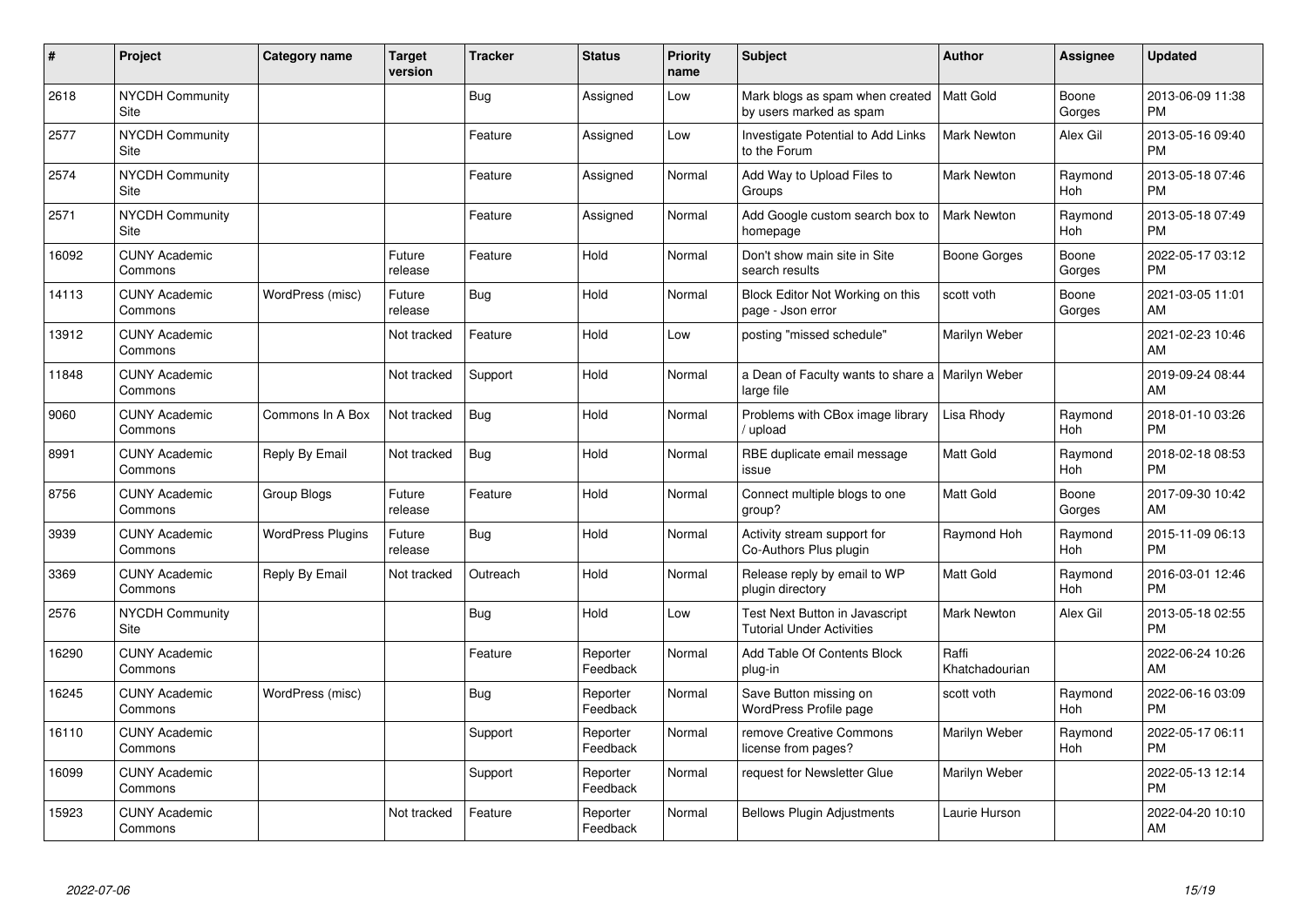| # | Project | Category name | Target version | Tracker | Status | Priority name | Subject | Author | Assignee | Updated |
|---|---|---|---|---|---|---|---|---|---|---|
| 2618 | NYCDH Community Site | | | Bug | Assigned | Low | Mark blogs as spam when created by users marked as spam | Matt Gold | Boone Gorges | 2013-06-09 11:38 PM |
| 2577 | NYCDH Community Site | | | Feature | Assigned | Low | Investigate Potential to Add Links to the Forum | Mark Newton | Alex Gil | 2013-05-16 09:40 PM |
| 2574 | NYCDH Community Site | | | Feature | Assigned | Normal | Add Way to Upload Files to Groups | Mark Newton | Raymond Hoh | 2013-05-18 07:46 PM |
| 2571 | NYCDH Community Site | | | Feature | Assigned | Normal | Add Google custom search box to homepage | Mark Newton | Raymond Hoh | 2013-05-18 07:49 PM |
| 16092 | CUNY Academic Commons | | Future release | Feature | Hold | Normal | Don't show main site in Site search results | Boone Gorges | Boone Gorges | 2022-05-17 03:12 PM |
| 14113 | CUNY Academic Commons | WordPress (misc) | Future release | Bug | Hold | Normal | Block Editor Not Working on this page - Json error | scott voth | Boone Gorges | 2021-03-05 11:01 AM |
| 13912 | CUNY Academic Commons | | Not tracked | Feature | Hold | Low | posting "missed schedule" | Marilyn Weber | | 2021-02-23 10:46 AM |
| 11848 | CUNY Academic Commons | | Not tracked | Support | Hold | Normal | a Dean of Faculty wants to share a large file | Marilyn Weber | | 2019-09-24 08:44 AM |
| 9060 | CUNY Academic Commons | Commons In A Box | Not tracked | Bug | Hold | Normal | Problems with CBox image library / upload | Lisa Rhody | Raymond Hoh | 2018-01-10 03:26 PM |
| 8991 | CUNY Academic Commons | Reply By Email | Not tracked | Bug | Hold | Normal | RBE duplicate email message issue | Matt Gold | Raymond Hoh | 2018-02-18 08:53 PM |
| 8756 | CUNY Academic Commons | Group Blogs | Future release | Feature | Hold | Normal | Connect multiple blogs to one group? | Matt Gold | Boone Gorges | 2017-09-30 10:42 AM |
| 3939 | CUNY Academic Commons | WordPress Plugins | Future release | Bug | Hold | Normal | Activity stream support for Co-Authors Plus plugin | Raymond Hoh | Raymond Hoh | 2015-11-09 06:13 PM |
| 3369 | CUNY Academic Commons | Reply By Email | Not tracked | Outreach | Hold | Normal | Release reply by email to WP plugin directory | Matt Gold | Raymond Hoh | 2016-03-01 12:46 PM |
| 2576 | NYCDH Community Site | | | Bug | Hold | Low | Test Next Button in Javascript Tutorial Under Activities | Mark Newton | Alex Gil | 2013-05-18 02:55 PM |
| 16290 | CUNY Academic Commons | | | Feature | Reporter Feedback | Normal | Add Table Of Contents Block plug-in | Raffi Khatchadourian | | 2022-06-24 10:26 AM |
| 16245 | CUNY Academic Commons | WordPress (misc) | | Bug | Reporter Feedback | Normal | Save Button missing on WordPress Profile page | scott voth | Raymond Hoh | 2022-06-16 03:09 PM |
| 16110 | CUNY Academic Commons | | | Support | Reporter Feedback | Normal | remove Creative Commons license from pages? | Marilyn Weber | Raymond Hoh | 2022-05-17 06:11 PM |
| 16099 | CUNY Academic Commons | | | Support | Reporter Feedback | Normal | request for Newsletter Glue | Marilyn Weber | | 2022-05-13 12:14 PM |
| 15923 | CUNY Academic Commons | | Not tracked | Feature | Reporter Feedback | Normal | Bellows Plugin Adjustments | Laurie Hurson | | 2022-04-20 10:10 AM |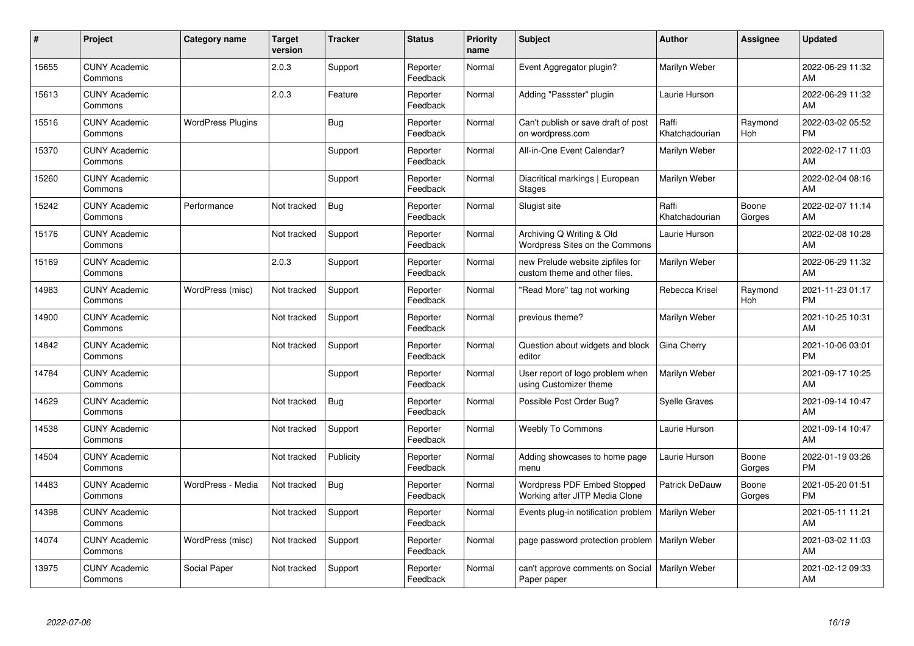| # | Project | Category name | Target version | Tracker | Status | Priority name | Subject | Author | Assignee | Updated |
|---|---|---|---|---|---|---|---|---|---|---|
| 15655 | CUNY Academic Commons | | 2.0.3 | Support | Reporter Feedback | Normal | Event Aggregator plugin? | Marilyn Weber | | 2022-06-29 11:32 AM |
| 15613 | CUNY Academic Commons | | 2.0.3 | Feature | Reporter Feedback | Normal | Adding "Passster" plugin | Laurie Hurson | | 2022-06-29 11:32 AM |
| 15516 | CUNY Academic Commons | WordPress Plugins | | Bug | Reporter Feedback | Normal | Can't publish or save draft of post on wordpress.com | Raffi Khatchadourian | Raymond Hoh | 2022-03-02 05:52 PM |
| 15370 | CUNY Academic Commons | | | Support | Reporter Feedback | Normal | All-in-One Event Calendar? | Marilyn Weber | | 2022-02-17 11:03 AM |
| 15260 | CUNY Academic Commons | | | Support | Reporter Feedback | Normal | Diacritical markings \| European Stages | Marilyn Weber | | 2022-02-04 08:16 AM |
| 15242 | CUNY Academic Commons | Performance | Not tracked | Bug | Reporter Feedback | Normal | Slugist site | Raffi Khatchadourian | Boone Gorges | 2022-02-07 11:14 AM |
| 15176 | CUNY Academic Commons | | Not tracked | Support | Reporter Feedback | Normal | Archiving Q Writing & Old Wordpress Sites on the Commons | Laurie Hurson | | 2022-02-08 10:28 AM |
| 15169 | CUNY Academic Commons | | 2.0.3 | Support | Reporter Feedback | Normal | new Prelude website zipfiles for custom theme and other files. | Marilyn Weber | | 2022-06-29 11:32 AM |
| 14983 | CUNY Academic Commons | WordPress (misc) | Not tracked | Support | Reporter Feedback | Normal | "Read More" tag not working | Rebecca Krisel | Raymond Hoh | 2021-11-23 01:17 PM |
| 14900 | CUNY Academic Commons | | Not tracked | Support | Reporter Feedback | Normal | previous theme? | Marilyn Weber | | 2021-10-25 10:31 AM |
| 14842 | CUNY Academic Commons | | Not tracked | Support | Reporter Feedback | Normal | Question about widgets and block editor | Gina Cherry | | 2021-10-06 03:01 PM |
| 14784 | CUNY Academic Commons | | | Support | Reporter Feedback | Normal | User report of logo problem when using Customizer theme | Marilyn Weber | | 2021-09-17 10:25 AM |
| 14629 | CUNY Academic Commons | | Not tracked | Bug | Reporter Feedback | Normal | Possible Post Order Bug? | Syelle Graves | | 2021-09-14 10:47 AM |
| 14538 | CUNY Academic Commons | | Not tracked | Support | Reporter Feedback | Normal | Weebly To Commons | Laurie Hurson | | 2021-09-14 10:47 AM |
| 14504 | CUNY Academic Commons | | Not tracked | Publicity | Reporter Feedback | Normal | Adding showcases to home page menu | Laurie Hurson | Boone Gorges | 2022-01-19 03:26 PM |
| 14483 | CUNY Academic Commons | WordPress - Media | Not tracked | Bug | Reporter Feedback | Normal | Wordpress PDF Embed Stopped Working after JITP Media Clone | Patrick DeDauw | Boone Gorges | 2021-05-20 01:51 PM |
| 14398 | CUNY Academic Commons | | Not tracked | Support | Reporter Feedback | Normal | Events plug-in notification problem | Marilyn Weber | | 2021-05-11 11:21 AM |
| 14074 | CUNY Academic Commons | WordPress (misc) | Not tracked | Support | Reporter Feedback | Normal | page password protection problem | Marilyn Weber | | 2021-03-02 11:03 AM |
| 13975 | CUNY Academic Commons | Social Paper | Not tracked | Support | Reporter Feedback | Normal | can't approve comments on Social Paper paper | Marilyn Weber | | 2021-02-12 09:33 AM |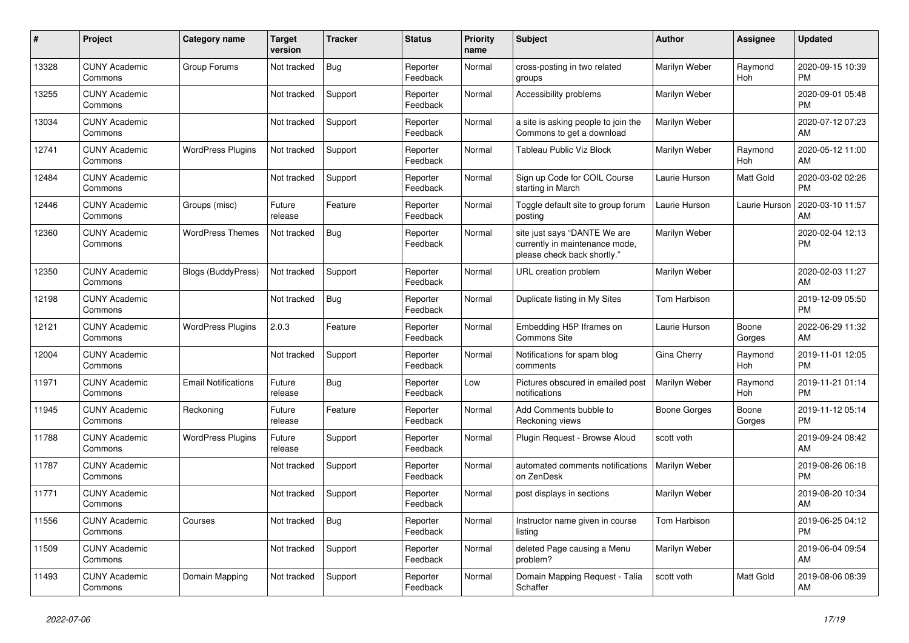| # | Project | Category name | Target version | Tracker | Status | Priority name | Subject | Author | Assignee | Updated |
|---|---|---|---|---|---|---|---|---|---|---|
| 13328 | CUNY Academic Commons | Group Forums | Not tracked | Bug | Reporter Feedback | Normal | cross-posting in two related groups | Marilyn Weber | Raymond Hoh | 2020-09-15 10:39 PM |
| 13255 | CUNY Academic Commons | | Not tracked | Support | Reporter Feedback | Normal | Accessibility problems | Marilyn Weber | | 2020-09-01 05:48 PM |
| 13034 | CUNY Academic Commons | | Not tracked | Support | Reporter Feedback | Normal | a site is asking people to join the Commons to get a download | Marilyn Weber | | 2020-07-12 07:23 AM |
| 12741 | CUNY Academic Commons | WordPress Plugins | Not tracked | Support | Reporter Feedback | Normal | Tableau Public Viz Block | Marilyn Weber | Raymond Hoh | 2020-05-12 11:00 AM |
| 12484 | CUNY Academic Commons | | Not tracked | Support | Reporter Feedback | Normal | Sign up Code for COIL Course starting in March | Laurie Hurson | Matt Gold | 2020-03-02 02:26 PM |
| 12446 | CUNY Academic Commons | Groups (misc) | Future release | Feature | Reporter Feedback | Normal | Toggle default site to group forum posting | Laurie Hurson | Laurie Hurson | 2020-03-10 11:57 AM |
| 12360 | CUNY Academic Commons | WordPress Themes | Not tracked | Bug | Reporter Feedback | Normal | site just says "DANTE We are currently in maintenance mode, please check back shortly." | Marilyn Weber | | 2020-02-04 12:13 PM |
| 12350 | CUNY Academic Commons | Blogs (BuddyPress) | Not tracked | Support | Reporter Feedback | Normal | URL creation problem | Marilyn Weber | | 2020-02-03 11:27 AM |
| 12198 | CUNY Academic Commons | | Not tracked | Bug | Reporter Feedback | Normal | Duplicate listing in My Sites | Tom Harbison | | 2019-12-09 05:50 PM |
| 12121 | CUNY Academic Commons | WordPress Plugins | 2.0.3 | Feature | Reporter Feedback | Normal | Embedding H5P Iframes on Commons Site | Laurie Hurson | Boone Gorges | 2022-06-29 11:32 AM |
| 12004 | CUNY Academic Commons | | Not tracked | Support | Reporter Feedback | Normal | Notifications for spam blog comments | Gina Cherry | Raymond Hoh | 2019-11-01 12:05 PM |
| 11971 | CUNY Academic Commons | Email Notifications | Future release | Bug | Reporter Feedback | Low | Pictures obscured in emailed post notifications | Marilyn Weber | Raymond Hoh | 2019-11-21 01:14 PM |
| 11945 | CUNY Academic Commons | Reckoning | Future release | Feature | Reporter Feedback | Normal | Add Comments bubble to Reckoning views | Boone Gorges | Boone Gorges | 2019-11-12 05:14 PM |
| 11788 | CUNY Academic Commons | WordPress Plugins | Future release | Support | Reporter Feedback | Normal | Plugin Request - Browse Aloud | scott voth | | 2019-09-24 08:42 AM |
| 11787 | CUNY Academic Commons | | Not tracked | Support | Reporter Feedback | Normal | automated comments notifications on ZenDesk | Marilyn Weber | | 2019-08-26 06:18 PM |
| 11771 | CUNY Academic Commons | | Not tracked | Support | Reporter Feedback | Normal | post displays in sections | Marilyn Weber | | 2019-08-20 10:34 AM |
| 11556 | CUNY Academic Commons | Courses | Not tracked | Bug | Reporter Feedback | Normal | Instructor name given in course listing | Tom Harbison | | 2019-06-25 04:12 PM |
| 11509 | CUNY Academic Commons | | Not tracked | Support | Reporter Feedback | Normal | deleted Page causing a Menu problem? | Marilyn Weber | | 2019-06-04 09:54 AM |
| 11493 | CUNY Academic Commons | Domain Mapping | Not tracked | Support | Reporter Feedback | Normal | Domain Mapping Request - Talia Schaffer | scott voth | Matt Gold | 2019-08-06 08:39 AM |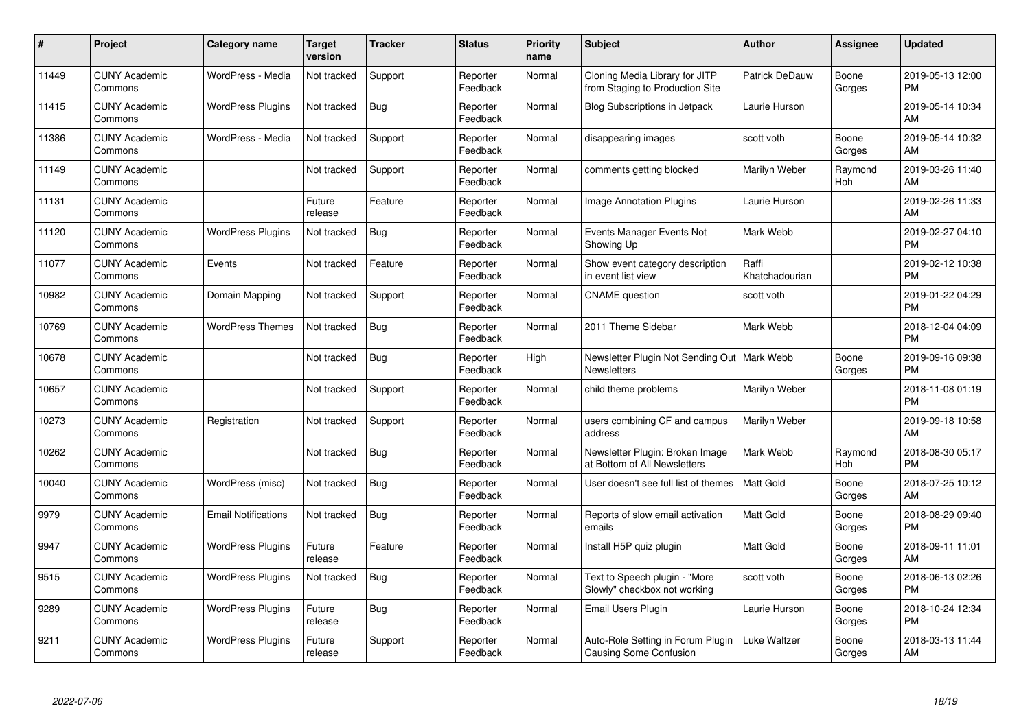| # | Project | Category name | Target version | Tracker | Status | Priority name | Subject | Author | Assignee | Updated |
|---|---|---|---|---|---|---|---|---|---|---|
| 11449 | CUNY Academic Commons | WordPress - Media | Not tracked | Support | Reporter Feedback | Normal | Cloning Media Library for JITP from Staging to Production Site | Patrick DeDauw | Boone Gorges | 2019-05-13 12:00 PM |
| 11415 | CUNY Academic Commons | WordPress Plugins | Not tracked | Bug | Reporter Feedback | Normal | Blog Subscriptions in Jetpack | Laurie Hurson | | 2019-05-14 10:34 AM |
| 11386 | CUNY Academic Commons | WordPress - Media | Not tracked | Support | Reporter Feedback | Normal | disappearing images | scott voth | Boone Gorges | 2019-05-14 10:32 AM |
| 11149 | CUNY Academic Commons | | Not tracked | Support | Reporter Feedback | Normal | comments getting blocked | Marilyn Weber | Raymond Hoh | 2019-03-26 11:40 AM |
| 11131 | CUNY Academic Commons | | Future release | Feature | Reporter Feedback | Normal | Image Annotation Plugins | Laurie Hurson | | 2019-02-26 11:33 AM |
| 11120 | CUNY Academic Commons | WordPress Plugins | Not tracked | Bug | Reporter Feedback | Normal | Events Manager Events Not Showing Up | Mark Webb | | 2019-02-27 04:10 PM |
| 11077 | CUNY Academic Commons | Events | Not tracked | Feature | Reporter Feedback | Normal | Show event category description in event list view | Raffi Khatchadourian | | 2019-02-12 10:38 PM |
| 10982 | CUNY Academic Commons | Domain Mapping | Not tracked | Support | Reporter Feedback | Normal | CNAME question | scott voth | | 2019-01-22 04:29 PM |
| 10769 | CUNY Academic Commons | WordPress Themes | Not tracked | Bug | Reporter Feedback | Normal | 2011 Theme Sidebar | Mark Webb | | 2018-12-04 04:09 PM |
| 10678 | CUNY Academic Commons | | Not tracked | Bug | Reporter Feedback | High | Newsletter Plugin Not Sending Out Newsletters | Mark Webb | Boone Gorges | 2019-09-16 09:38 PM |
| 10657 | CUNY Academic Commons | | Not tracked | Support | Reporter Feedback | Normal | child theme problems | Marilyn Weber | | 2018-11-08 01:19 PM |
| 10273 | CUNY Academic Commons | Registration | Not tracked | Support | Reporter Feedback | Normal | users combining CF and campus address | Marilyn Weber | | 2019-09-18 10:58 AM |
| 10262 | CUNY Academic Commons | | Not tracked | Bug | Reporter Feedback | Normal | Newsletter Plugin: Broken Image at Bottom of All Newsletters | Mark Webb | Raymond Hoh | 2018-08-30 05:17 PM |
| 10040 | CUNY Academic Commons | WordPress (misc) | Not tracked | Bug | Reporter Feedback | Normal | User doesn't see full list of themes | Matt Gold | Boone Gorges | 2018-07-25 10:12 AM |
| 9979 | CUNY Academic Commons | Email Notifications | Not tracked | Bug | Reporter Feedback | Normal | Reports of slow email activation emails | Matt Gold | Boone Gorges | 2018-08-29 09:40 PM |
| 9947 | CUNY Academic Commons | WordPress Plugins | Future release | Feature | Reporter Feedback | Normal | Install H5P quiz plugin | Matt Gold | Boone Gorges | 2018-09-11 11:01 AM |
| 9515 | CUNY Academic Commons | WordPress Plugins | Not tracked | Bug | Reporter Feedback | Normal | Text to Speech plugin - "More Slowly" checkbox not working | scott voth | Boone Gorges | 2018-06-13 02:26 PM |
| 9289 | CUNY Academic Commons | WordPress Plugins | Future release | Bug | Reporter Feedback | Normal | Email Users Plugin | Laurie Hurson | Boone Gorges | 2018-10-24 12:34 PM |
| 9211 | CUNY Academic Commons | WordPress Plugins | Future release | Support | Reporter Feedback | Normal | Auto-Role Setting in Forum Plugin Causing Some Confusion | Luke Waltzer | Boone Gorges | 2018-03-13 11:44 AM |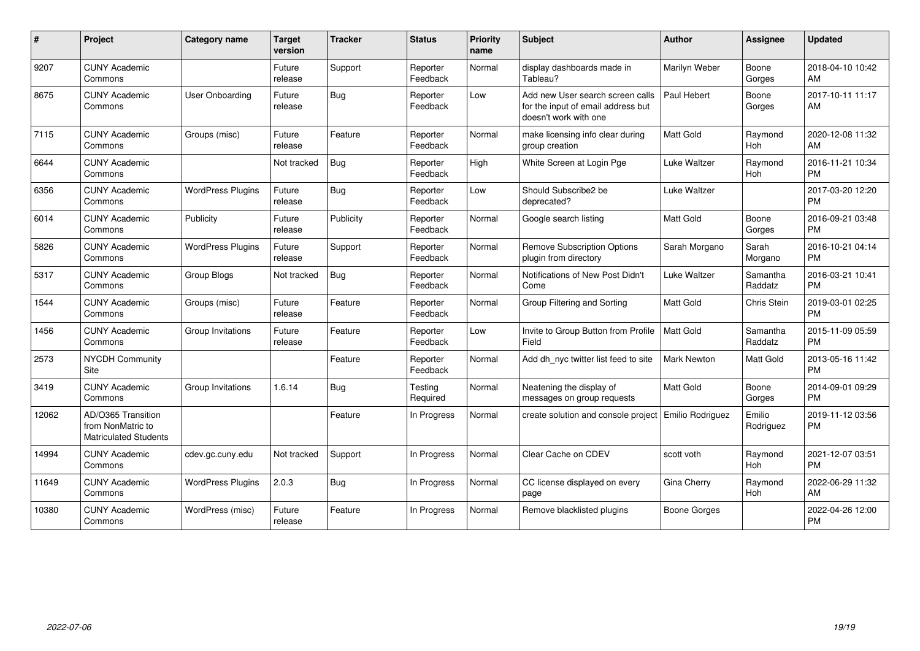| # | Project | Category name | Target version | Tracker | Status | Priority name | Subject | Author | Assignee | Updated |
|---|---|---|---|---|---|---|---|---|---|---|
| 9207 | CUNY Academic Commons | | Future release | Support | Reporter Feedback | Normal | display dashboards made in Tableau? | Marilyn Weber | Boone Gorges | 2018-04-10 10:42 AM |
| 8675 | CUNY Academic Commons | User Onboarding | Future release | Bug | Reporter Feedback | Low | Add new User search screen calls for the input of email address but doesn't work with one | Paul Hebert | Boone Gorges | 2017-10-11 11:17 AM |
| 7115 | CUNY Academic Commons | Groups (misc) | Future release | Feature | Reporter Feedback | Normal | make licensing info clear during group creation | Matt Gold | Raymond Hoh | 2020-12-08 11:32 AM |
| 6644 | CUNY Academic Commons | | Not tracked | Bug | Reporter Feedback | High | White Screen at Login Pge | Luke Waltzer | Raymond Hoh | 2016-11-21 10:34 PM |
| 6356 | CUNY Academic Commons | WordPress Plugins | Future release | Bug | Reporter Feedback | Low | Should Subscribe2 be deprecated? | Luke Waltzer | | 2017-03-20 12:20 PM |
| 6014 | CUNY Academic Commons | Publicity | Future release | Publicity | Reporter Feedback | Normal | Google search listing | Matt Gold | Boone Gorges | 2016-09-21 03:48 PM |
| 5826 | CUNY Academic Commons | WordPress Plugins | Future release | Support | Reporter Feedback | Normal | Remove Subscription Options plugin from directory | Sarah Morgano | Sarah Morgano | 2016-10-21 04:14 PM |
| 5317 | CUNY Academic Commons | Group Blogs | Not tracked | Bug | Reporter Feedback | Normal | Notifications of New Post Didn't Come | Luke Waltzer | Samantha Raddatz | 2016-03-21 10:41 PM |
| 1544 | CUNY Academic Commons | Groups (misc) | Future release | Feature | Reporter Feedback | Normal | Group Filtering and Sorting | Matt Gold | Chris Stein | 2019-03-01 02:25 PM |
| 1456 | CUNY Academic Commons | Group Invitations | Future release | Feature | Reporter Feedback | Low | Invite to Group Button from Profile Field | Matt Gold | Samantha Raddatz | 2015-11-09 05:59 PM |
| 2573 | NYCDH Community Site | | | Feature | Reporter Feedback | Normal | Add dh_nyc twitter list feed to site | Mark Newton | Matt Gold | 2013-05-16 11:42 PM |
| 3419 | CUNY Academic Commons | Group Invitations | 1.6.14 | Bug | Testing Required | Normal | Neatening the display of messages on group requests | Matt Gold | Boone Gorges | 2014-09-01 09:29 PM |
| 12062 | AD/O365 Transition from NonMatric to Matriculated Students | | | Feature | In Progress | Normal | create solution and console project | Emilio Rodriguez | Emilio Rodriguez | 2019-11-12 03:56 PM |
| 14994 | CUNY Academic Commons | cdev.gc.cuny.edu | Not tracked | Support | In Progress | Normal | Clear Cache on CDEV | scott voth | Raymond Hoh | 2021-12-07 03:51 PM |
| 11649 | CUNY Academic Commons | WordPress Plugins | 2.0.3 | Bug | In Progress | Normal | CC license displayed on every page | Gina Cherry | Raymond Hoh | 2022-06-29 11:32 AM |
| 10380 | CUNY Academic Commons | WordPress (misc) | Future release | Feature | In Progress | Normal | Remove blacklisted plugins | Boone Gorges | | 2022-04-26 12:00 PM |